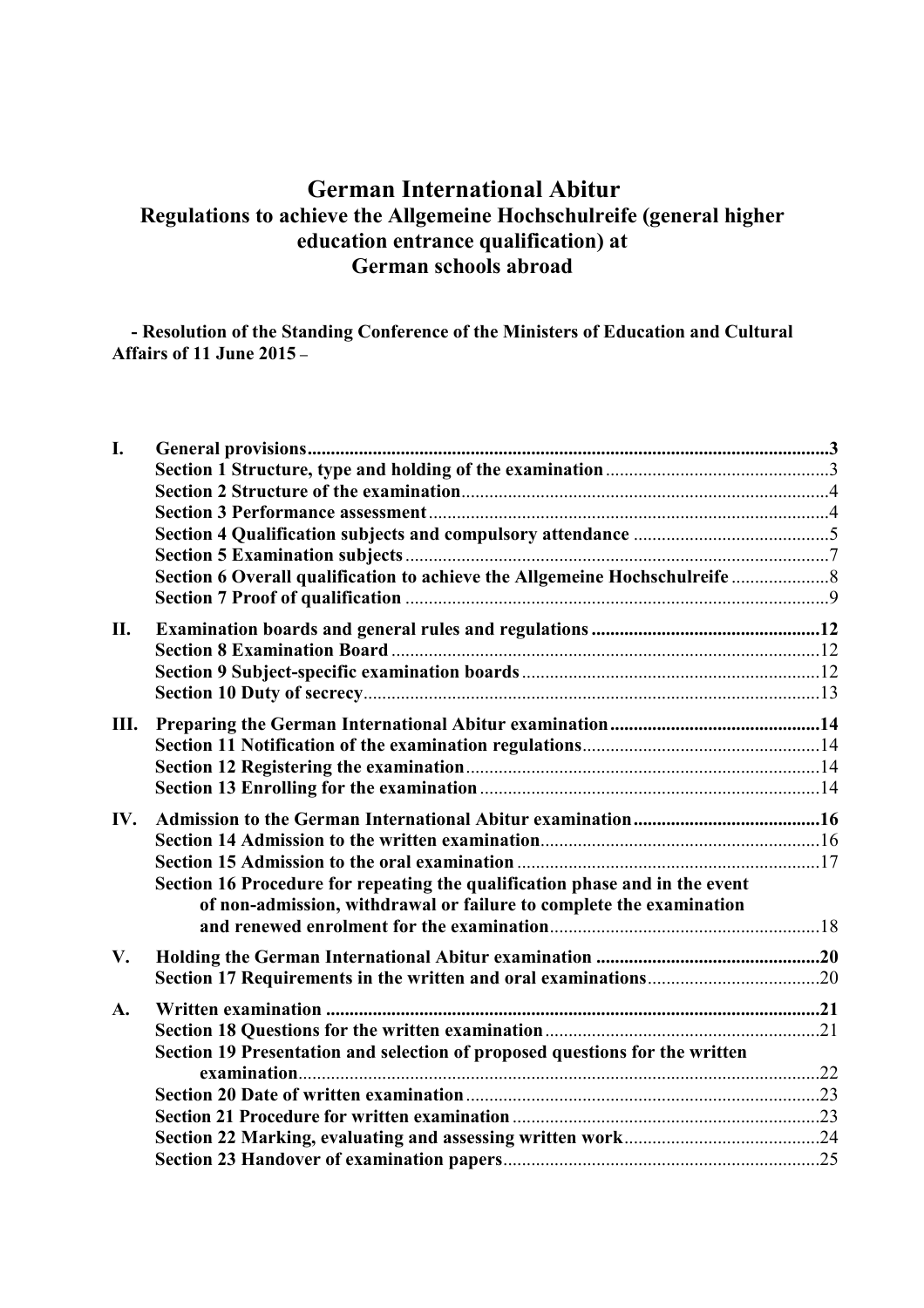# German International Abitur

## Regulations to achieve the Allgemeine Hochschulreife (general higher education entrance qualification) at German schools abroad

**- Resolution of the Standing Conference of the Ministers of Education and Cultural Affairs of 11 June 2015 –**

**I. General provisions** .... 3
- Section 1 Structure, type and holding of the examination .... 3
- Section 2 Structure of the examination .... 4
- Section 3 Performance assessment .... 4
- Section 4 Qualification subjects and compulsory attendance .... 5
- Section 5 Examination subjects .... 7
- Section 6 Overall qualification to achieve the Allgemeine Hochschulreife .... 8
- Section 7 Proof of qualification .... 9

**II. Examination boards and general rules and regulations** .... 12
- Section 8 Examination Board .... 12
- Section 9 Subject-specific examination boards .... 12
- Section 10 Duty of secrecy .... 13

**III. Preparing the German International Abitur examination** .... 14
- Section 11 Notification of the examination regulations .... 14
- Section 12 Registering the examination .... 14
- Section 13 Enrolling for the examination .... 14

**IV. Admission to the German International Abitur examination** .... 16
- Section 14 Admission to the written examination .... 16
- Section 15 Admission to the oral examination .... 17
- Section 16 Procedure for repeating the qualification phase and in the event of non-admission, withdrawal or failure to complete the examination and renewed enrolment for the examination .... 18

**V. Holding the German International Abitur examination** .... 20
- Section 17 Requirements in the written and oral examinations .... 20

**A. Written examination** .... 21
- Section 18 Questions for the written examination .... 21
- Section 19 Presentation and selection of proposed questions for the written examination .... 22
- Section 20 Date of written examination .... 23
- Section 21 Procedure for written examination .... 23
- Section 22 Marking, evaluating and assessing written work .... 24
- Section 23 Handover of examination papers .... 25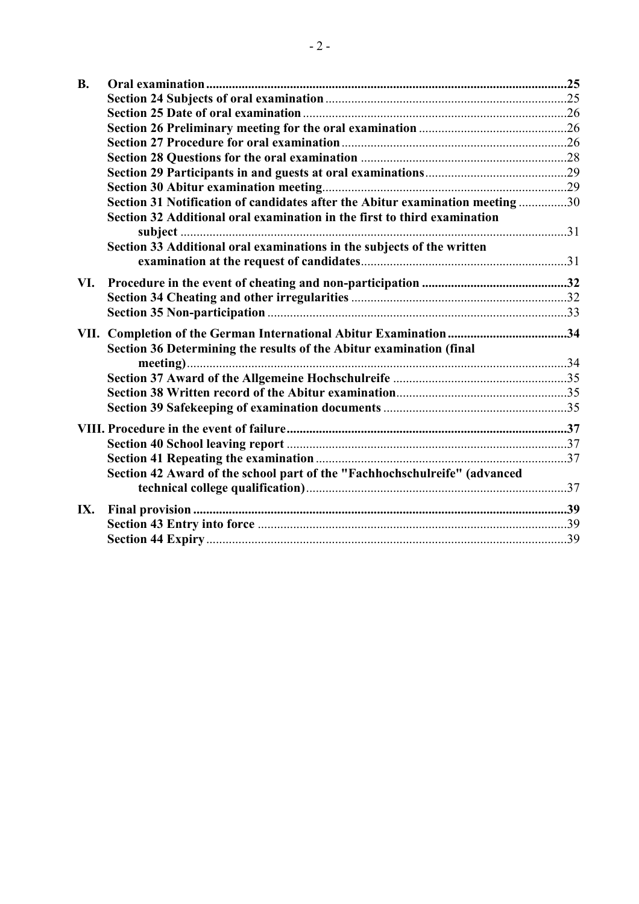**B. Oral examination** 25

- Section 24 Subjects of oral examination 25
- Section 25 Date of oral examination 26
- Section 26 Preliminary meeting for the oral examination 26
- Section 27 Procedure for oral examination 26
- Section 28 Questions for the oral examination 28
- Section 29 Participants in and guests at oral examinations 29
- Section 30 Abitur examination meeting 29
- Section 31 Notification of candidates after the Abitur examination meeting 30
- Section 32 Additional oral examination in the first to third examination subject 31
- Section 33 Additional oral examinations in the subjects of the written examination at the request of candidates 31

**VI. Procedure in the event of cheating and non-participation** 32

- Section 34 Cheating and other irregularities 32
- Section 35 Non-participation 33

**VII. Completion of the German International Abitur Examination** 34

- Section 36 Determining the results of the Abitur examination (final meeting) 34
- Section 37 Award of the Allgemeine Hochschulreife 35
- Section 38 Written record of the Abitur examination 35
- Section 39 Safekeeping of examination documents 35

**VIII. Procedure in the event of failure** 37

- Section 40 School leaving report 37
- Section 41 Repeating the examination 37
- Section 42 Award of the school part of the "Fachhochschulreife" (advanced technical college qualification) 37

**IX. Final provision** 39

- Section 43 Entry into force 39
- Section 44 Expiry 39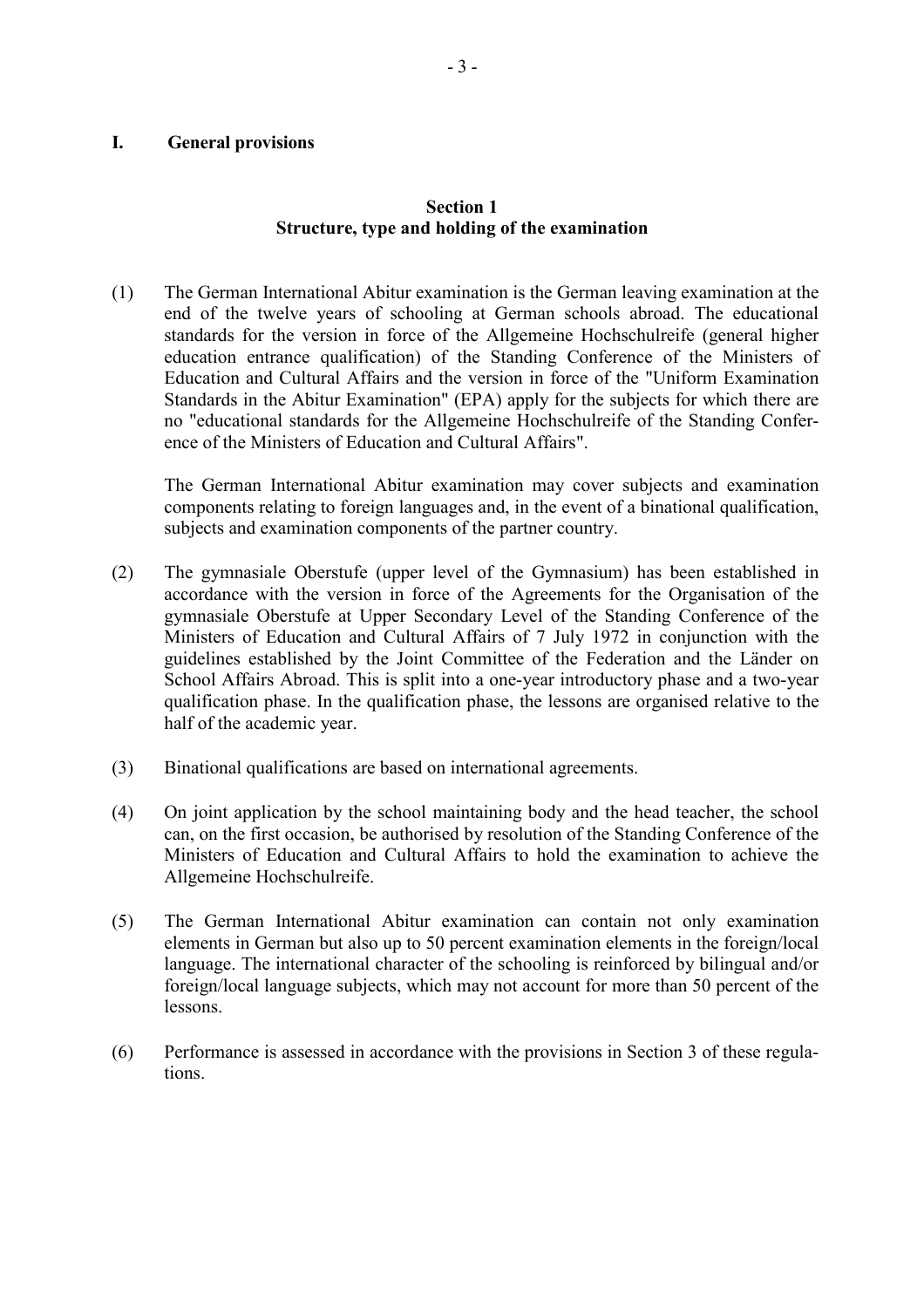# I. General provisions

## Section 1
## Structure, type and holding of the examination

(1) The German International Abitur examination is the German leaving examination at the end of the twelve years of schooling at German schools abroad. The educational standards for the version in force of the Allgemeine Hochschulreife (general higher education entrance qualification) of the Standing Conference of the Ministers of Education and Cultural Affairs and the version in force of the "Uniform Examination Standards in the Abitur Examination" (EPA) apply for the subjects for which there are no "educational standards for the Allgemeine Hochschulreife of the Standing Conference of the Ministers of Education and Cultural Affairs".

The German International Abitur examination may cover subjects and examination components relating to foreign languages and, in the event of a binational qualification, subjects and examination components of the partner country.

(2) The gymnasiale Oberstufe (upper level of the Gymnasium) has been established in accordance with the version in force of the Agreements for the Organisation of the gymnasiale Oberstufe at Upper Secondary Level of the Standing Conference of the Ministers of Education and Cultural Affairs of 7 July 1972 in conjunction with the guidelines established by the Joint Committee of the Federation and the Länder on School Affairs Abroad. This is split into a one-year introductory phase and a two-year qualification phase. In the qualification phase, the lessons are organised relative to the half of the academic year.

(3) Binational qualifications are based on international agreements.

(4) On joint application by the school maintaining body and the head teacher, the school can, on the first occasion, be authorised by resolution of the Standing Conference of the Ministers of Education and Cultural Affairs to hold the examination to achieve the Allgemeine Hochschulreife.

(5) The German International Abitur examination can contain not only examination elements in German but also up to 50 percent examination elements in the foreign/local language. The international character of the schooling is reinforced by bilingual and/or foreign/local language subjects, which may not account for more than 50 percent of the lessons.

(6) Performance is assessed in accordance with the provisions in Section 3 of these regulations.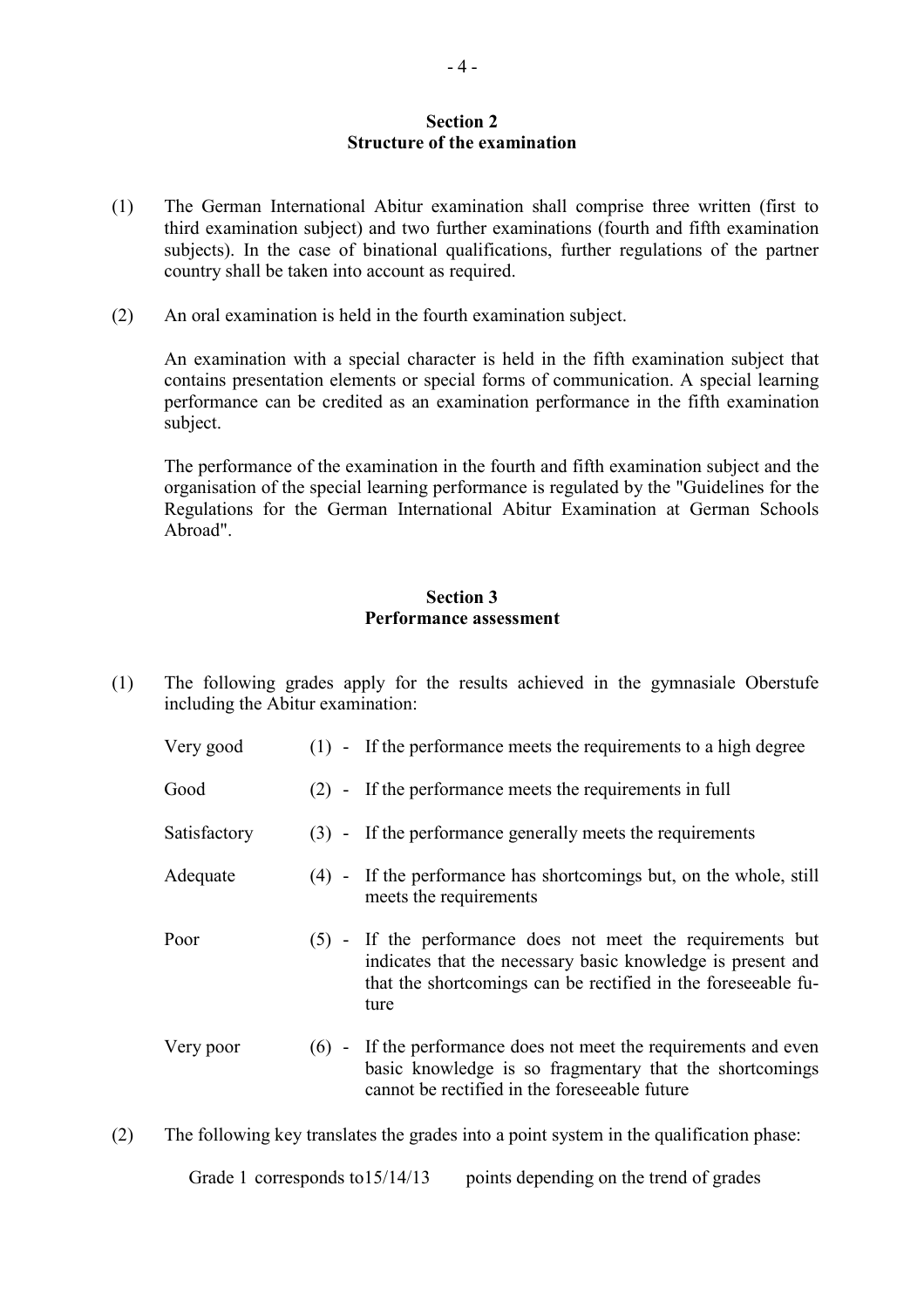## Section 2
## Structure of the examination

(1) The German International Abitur examination shall comprise three written (first to third examination subject) and two further examinations (fourth and fifth examination subjects). In the case of binational qualifications, further regulations of the partner country shall be taken into account as required.

(2) An oral examination is held in the fourth examination subject.

An examination with a special character is held in the fifth examination subject that contains presentation elements or special forms of communication. A special learning performance can be credited as an examination performance in the fifth examination subject.

The performance of the examination in the fourth and fifth examination subject and the organisation of the special learning performance is regulated by the "Guidelines for the Regulations for the German International Abitur Examination at German Schools Abroad".

## Section 3
## Performance assessment

(1) The following grades apply for the results achieved in the gymnasiale Oberstufe including the Abitur examination:

| | | |
|---|---|---|
| Very good | (1) - | If the performance meets the requirements to a high degree |
| Good | (2) - | If the performance meets the requirements in full |
| Satisfactory | (3) - | If the performance generally meets the requirements |
| Adequate | (4) - | If the performance has shortcomings but, on the whole, still meets the requirements |
| Poor | (5) - | If the performance does not meet the requirements but indicates that the necessary basic knowledge is present and that the shortcomings can be rectified in the foreseeable future |
| Very poor | (6) - | If the performance does not meet the requirements and even basic knowledge is so fragmentary that the shortcomings cannot be rectified in the foreseeable future |

(2) The following key translates the grades into a point system in the qualification phase:

Grade 1 corresponds to15/14/13 points depending on the trend of grades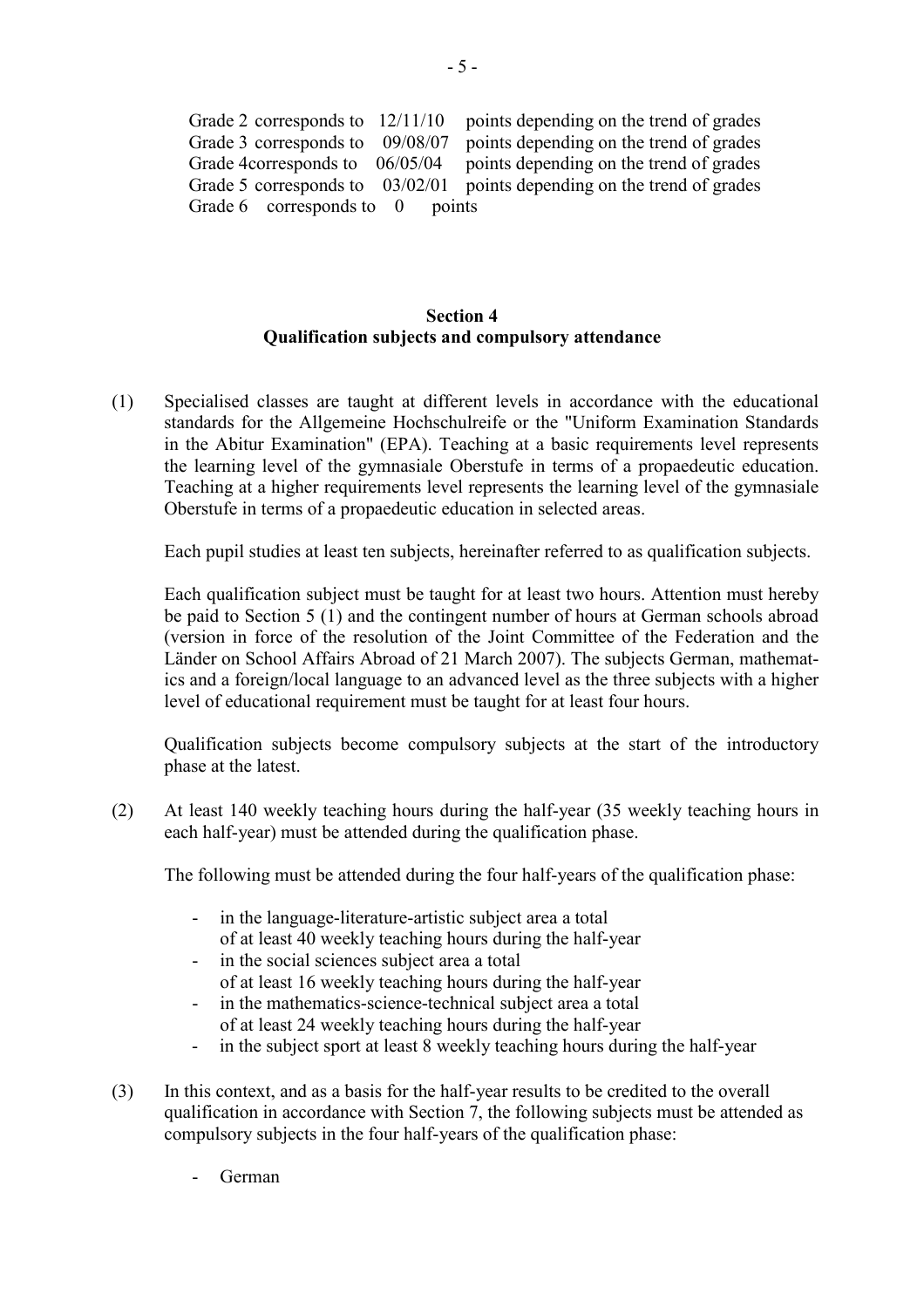Grade 2 corresponds to 12/11/10 points depending on the trend of grades
Grade 3 corresponds to 09/08/07 points depending on the trend of grades
Grade 4corresponds to 06/05/04 points depending on the trend of grades
Grade 5 corresponds to 03/02/01 points depending on the trend of grades
Grade 6 corresponds to 0 points

## Section 4
## Qualification subjects and compulsory attendance

(1) Specialised classes are taught at different levels in accordance with the educational standards for the Allgemeine Hochschulreife or the "Uniform Examination Standards in the Abitur Examination" (EPA). Teaching at a basic requirements level represents the learning level of the gymnasiale Oberstufe in terms of a propaedeutic education. Teaching at a higher requirements level represents the learning level of the gymnasiale Oberstufe in terms of a propaedeutic education in selected areas.

Each pupil studies at least ten subjects, hereinafter referred to as qualification subjects.

Each qualification subject must be taught for at least two hours. Attention must hereby be paid to Section 5 (1) and the contingent number of hours at German schools abroad (version in force of the resolution of the Joint Committee of the Federation and the Länder on School Affairs Abroad of 21 March 2007). The subjects German, mathematics and a foreign/local language to an advanced level as the three subjects with a higher level of educational requirement must be taught for at least four hours.

Qualification subjects become compulsory subjects at the start of the introductory phase at the latest.

(2) At least 140 weekly teaching hours during the half-year (35 weekly teaching hours in each half-year) must be attended during the qualification phase.

The following must be attended during the four half-years of the qualification phase:

- in the language-literature-artistic subject area a total of at least 40 weekly teaching hours during the half-year
- in the social sciences subject area a total of at least 16 weekly teaching hours during the half-year
- in the mathematics-science-technical subject area a total of at least 24 weekly teaching hours during the half-year
- in the subject sport at least 8 weekly teaching hours during the half-year

(3) In this context, and as a basis for the half-year results to be credited to the overall qualification in accordance with Section 7, the following subjects must be attended as compulsory subjects in the four half-years of the qualification phase:

- German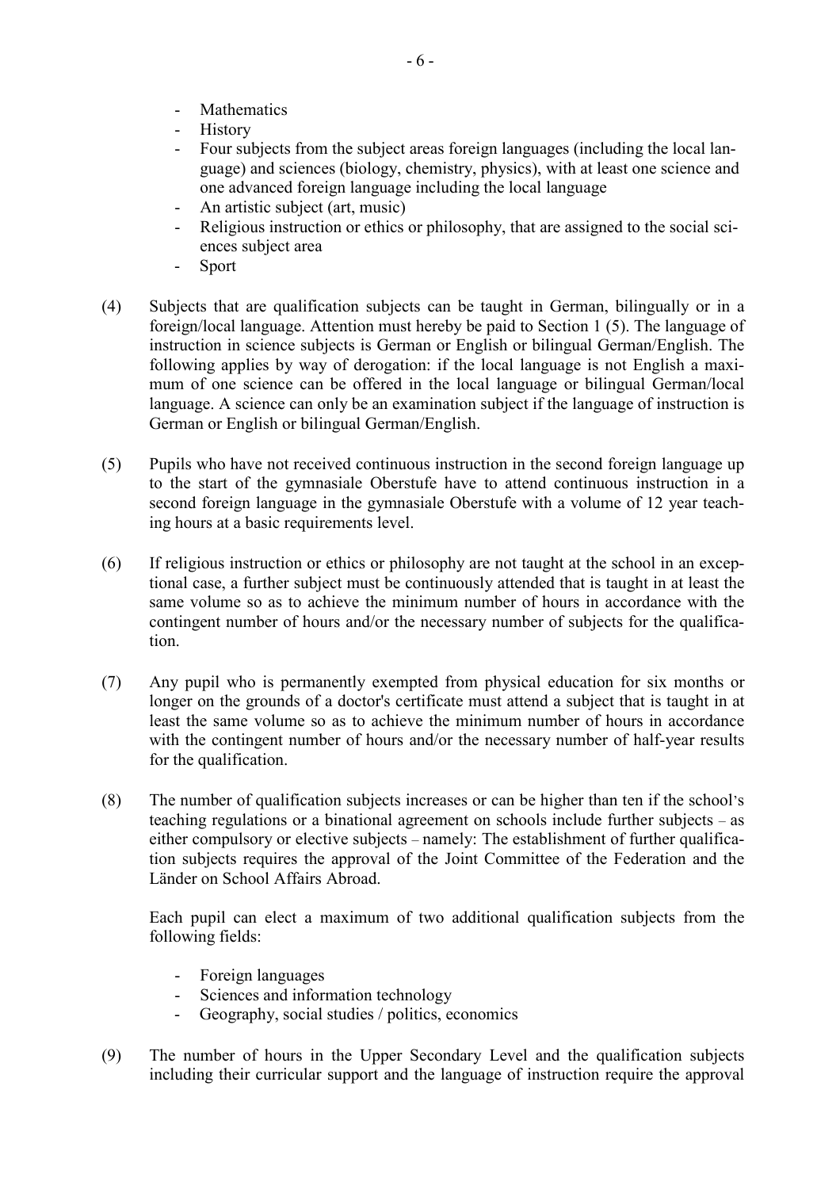- Mathematics
- History
- Four subjects from the subject areas foreign languages (including the local language) and sciences (biology, chemistry, physics), with at least one science and one advanced foreign language including the local language
- An artistic subject (art, music)
- Religious instruction or ethics or philosophy, that are assigned to the social sciences subject area
- Sport

(4) Subjects that are qualification subjects can be taught in German, bilingually or in a foreign/local language. Attention must hereby be paid to Section 1 (5). The language of instruction in science subjects is German or English or bilingual German/English. The following applies by way of derogation: if the local language is not English a maximum of one science can be offered in the local language or bilingual German/local language. A science can only be an examination subject if the language of instruction is German or English or bilingual German/English.

(5) Pupils who have not received continuous instruction in the second foreign language up to the start of the gymnasiale Oberstufe have to attend continuous instruction in a second foreign language in the gymnasiale Oberstufe with a volume of 12 year teaching hours at a basic requirements level.

(6) If religious instruction or ethics or philosophy are not taught at the school in an exceptional case, a further subject must be continuously attended that is taught in at least the same volume so as to achieve the minimum number of hours in accordance with the contingent number of hours and/or the necessary number of subjects for the qualification.

(7) Any pupil who is permanently exempted from physical education for six months or longer on the grounds of a doctor's certificate must attend a subject that is taught in at least the same volume so as to achieve the minimum number of hours in accordance with the contingent number of hours and/or the necessary number of half-year results for the qualification.

(8) The number of qualification subjects increases or can be higher than ten if the school's teaching regulations or a binational agreement on schools include further subjects – as either compulsory or elective subjects – namely: The establishment of further qualification subjects requires the approval of the Joint Committee of the Federation and the Länder on School Affairs Abroad.

Each pupil can elect a maximum of two additional qualification subjects from the following fields:

- Foreign languages
- Sciences and information technology
- Geography, social studies / politics, economics

(9) The number of hours in the Upper Secondary Level and the qualification subjects including their curricular support and the language of instruction require the approval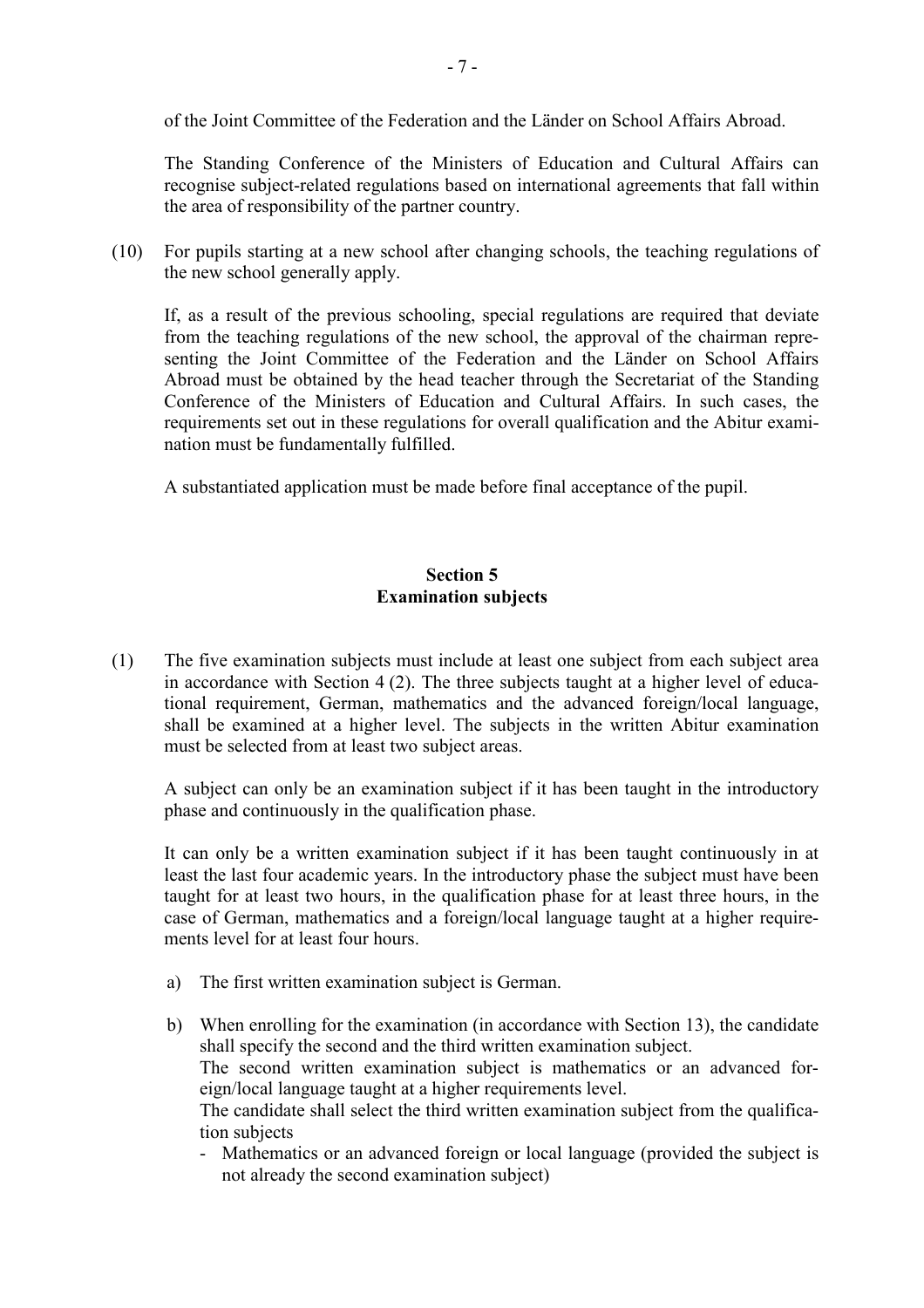of the Joint Committee of the Federation and the Länder on School Affairs Abroad.

The Standing Conference of the Ministers of Education and Cultural Affairs can recognise subject-related regulations based on international agreements that fall within the area of responsibility of the partner country.

(10) For pupils starting at a new school after changing schools, the teaching regulations of the new school generally apply.

If, as a result of the previous schooling, special regulations are required that deviate from the teaching regulations of the new school, the approval of the chairman representing the Joint Committee of the Federation and the Länder on School Affairs Abroad must be obtained by the head teacher through the Secretariat of the Standing Conference of the Ministers of Education and Cultural Affairs. In such cases, the requirements set out in these regulations for overall qualification and the Abitur examination must be fundamentally fulfilled.

A substantiated application must be made before final acceptance of the pupil.

## Section 5
## Examination subjects

(1) The five examination subjects must include at least one subject from each subject area in accordance with Section 4 (2). The three subjects taught at a higher level of educational requirement, German, mathematics and the advanced foreign/local language, shall be examined at a higher level. The subjects in the written Abitur examination must be selected from at least two subject areas.

A subject can only be an examination subject if it has been taught in the introductory phase and continuously in the qualification phase.

It can only be a written examination subject if it has been taught continuously in at least the last four academic years. In the introductory phase the subject must have been taught for at least two hours, in the qualification phase for at least three hours, in the case of German, mathematics and a foreign/local language taught at a higher requirements level for at least four hours.

a) The first written examination subject is German.

b) When enrolling for the examination (in accordance with Section 13), the candidate shall specify the second and the third written examination subject.
The second written examination subject is mathematics or an advanced foreign/local language taught at a higher requirements level.
The candidate shall select the third written examination subject from the qualification subjects
   - Mathematics or an advanced foreign or local language (provided the subject is not already the second examination subject)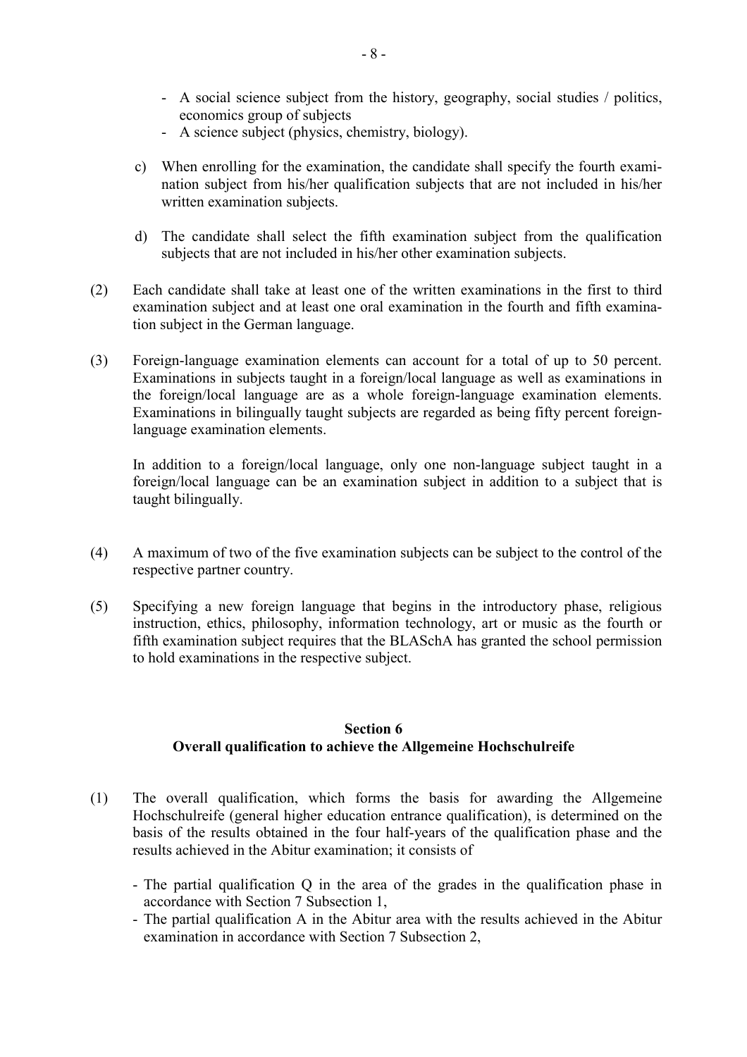- A social science subject from the history, geography, social studies / politics, economics group of subjects
- A science subject (physics, chemistry, biology).

c) When enrolling for the examination, the candidate shall specify the fourth examination subject from his/her qualification subjects that are not included in his/her written examination subjects.

d) The candidate shall select the fifth examination subject from the qualification subjects that are not included in his/her other examination subjects.

(2) Each candidate shall take at least one of the written examinations in the first to third examination subject and at least one oral examination in the fourth and fifth examination subject in the German language.

(3) Foreign-language examination elements can account for a total of up to 50 percent. Examinations in subjects taught in a foreign/local language as well as examinations in the foreign/local language are as a whole foreign-language examination elements. Examinations in bilingually taught subjects are regarded as being fifty percent foreign-language examination elements.

In addition to a foreign/local language, only one non-language subject taught in a foreign/local language can be an examination subject in addition to a subject that is taught bilingually.

(4) A maximum of two of the five examination subjects can be subject to the control of the respective partner country.

(5) Specifying a new foreign language that begins in the introductory phase, religious instruction, ethics, philosophy, information technology, art or music as the fourth or fifth examination subject requires that the BLASchA has granted the school permission to hold examinations in the respective subject.

## Section 6
## Overall qualification to achieve the Allgemeine Hochschulreife

(1) The overall qualification, which forms the basis for awarding the Allgemeine Hochschulreife (general higher education entrance qualification), is determined on the basis of the results obtained in the four half-years of the qualification phase and the results achieved in the Abitur examination; it consists of

- The partial qualification Q in the area of the grades in the qualification phase in accordance with Section 7 Subsection 1,
- The partial qualification A in the Abitur area with the results achieved in the Abitur examination in accordance with Section 7 Subsection 2,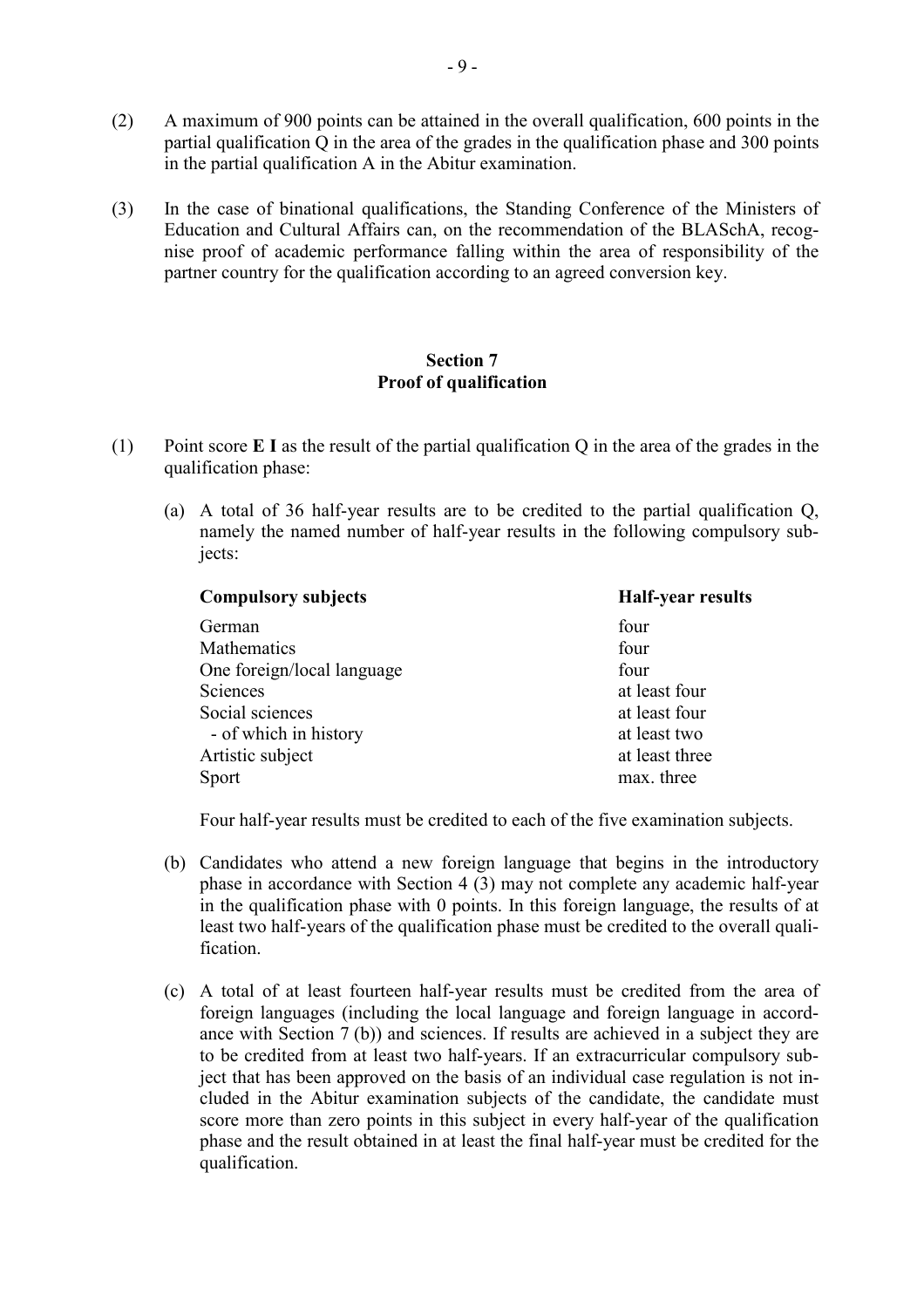(2) A maximum of 900 points can be attained in the overall qualification, 600 points in the partial qualification Q in the area of the grades in the qualification phase and 300 points in the partial qualification A in the Abitur examination.

(3) In the case of binational qualifications, the Standing Conference of the Ministers of Education and Cultural Affairs can, on the recommendation of the BLASchA, recognise proof of academic performance falling within the area of responsibility of the partner country for the qualification according to an agreed conversion key.

## Section 7
## Proof of qualification

(1) Point score **E I** as the result of the partial qualification Q in the area of the grades in the qualification phase:

(a) A total of 36 half-year results are to be credited to the partial qualification Q, namely the named number of half-year results in the following compulsory subjects:

| **Compulsory subjects** | **Half-year results** |
|---|---|
| German | four |
| Mathematics | four |
| One foreign/local language | four |
| Sciences | at least four |
| Social sciences | at least four |
| - of which in history | at least two |
| Artistic subject | at least three |
| Sport | max. three |

Four half-year results must be credited to each of the five examination subjects.

(b) Candidates who attend a new foreign language that begins in the introductory phase in accordance with Section 4 (3) may not complete any academic half-year in the qualification phase with 0 points. In this foreign language, the results of at least two half-years of the qualification phase must be credited to the overall qualification.

(c) A total of at least fourteen half-year results must be credited from the area of foreign languages (including the local language and foreign language in accordance with Section 7 (b)) and sciences. If results are achieved in a subject they are to be credited from at least two half-years. If an extracurricular compulsory subject that has been approved on the basis of an individual case regulation is not included in the Abitur examination subjects of the candidate, the candidate must score more than zero points in this subject in every half-year of the qualification phase and the result obtained in at least the final half-year must be credited for the qualification.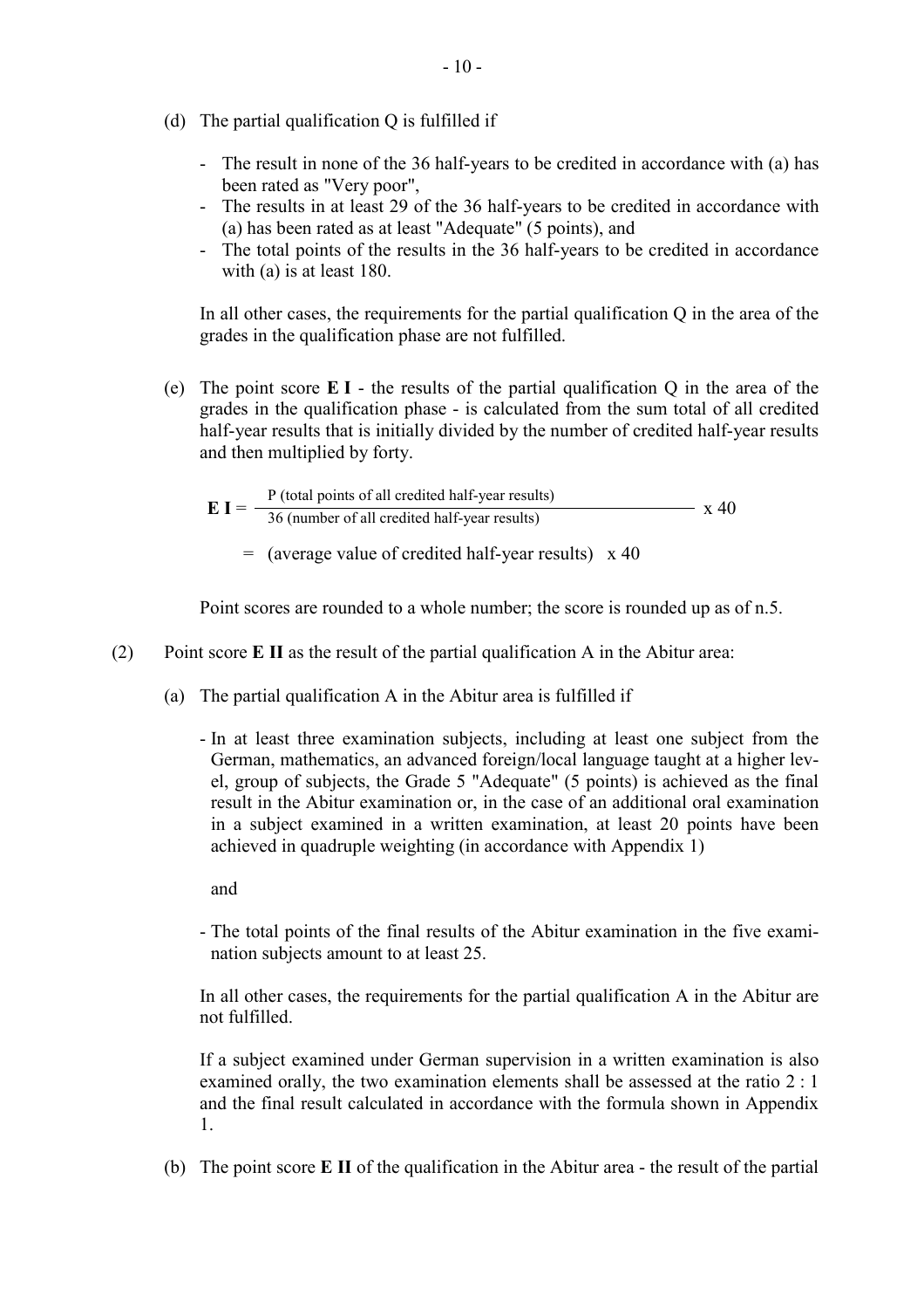(d) The partial qualification Q is fulfilled if

- The result in none of the 36 half-years to be credited in accordance with (a) has been rated as "Very poor",
- The results in at least 29 of the 36 half-years to be credited in accordance with (a) has been rated as at least "Adequate" (5 points), and
- The total points of the results in the 36 half-years to be credited in accordance with (a) is at least 180.

In all other cases, the requirements for the partial qualification Q in the area of the grades in the qualification phase are not fulfilled.

(e) The point score **E I** - the results of the partial qualification Q in the area of the grades in the qualification phase - is calculated from the sum total of all credited half-year results that is initially divided by the number of credited half-year results and then multiplied by forty.

$$\mathbf{E\ I} = \frac{\text{P (total points of all credited half-year results)}}{\text{36 (number of all credited half-year results)}} \times 40$$

$$= \text{(average value of credited half-year results)} \times 40$$

Point scores are rounded to a whole number; the score is rounded up as of n.5.

(2) Point score **E II** as the result of the partial qualification A in the Abitur area:

(a) The partial qualification A in the Abitur area is fulfilled if

- In at least three examination subjects, including at least one subject from the German, mathematics, an advanced foreign/local language taught at a higher level, group of subjects, the Grade 5 "Adequate" (5 points) is achieved as the final result in the Abitur examination or, in the case of an additional oral examination in a subject examined in a written examination, at least 20 points have been achieved in quadruple weighting (in accordance with Appendix 1)

  and

- The total points of the final results of the Abitur examination in the five examination subjects amount to at least 25.

In all other cases, the requirements for the partial qualification A in the Abitur are not fulfilled.

If a subject examined under German supervision in a written examination is also examined orally, the two examination elements shall be assessed at the ratio 2 : 1 and the final result calculated in accordance with the formula shown in Appendix 1.

(b) The point score **E II** of the qualification in the Abitur area - the result of the partial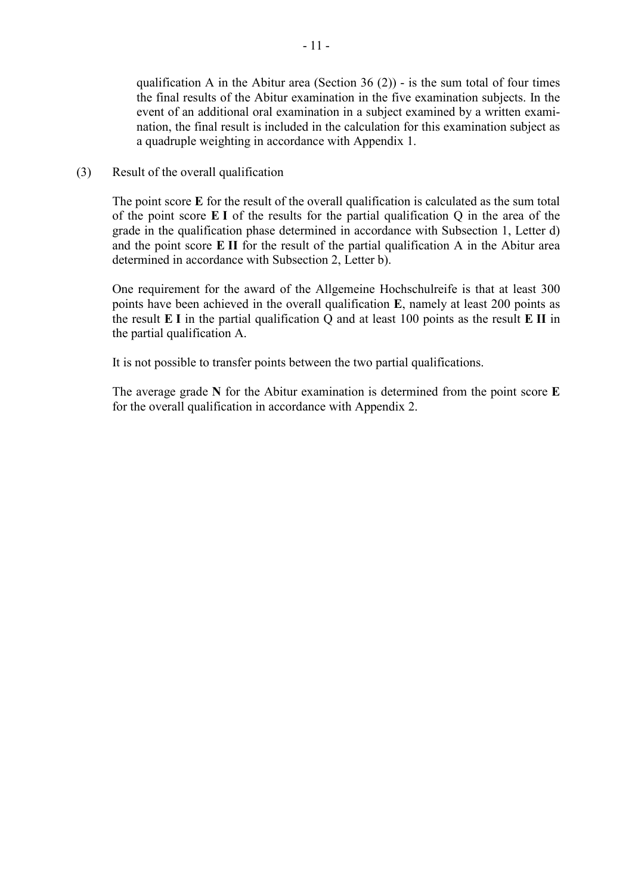qualification A in the Abitur area (Section 36 (2)) - is the sum total of four times the final results of the Abitur examination in the five examination subjects. In the event of an additional oral examination in a subject examined by a written examination, the final result is included in the calculation for this examination subject as a quadruple weighting in accordance with Appendix 1.

(3) Result of the overall qualification

The point score **E** for the result of the overall qualification is calculated as the sum total of the point score **E I** of the results for the partial qualification Q in the area of the grade in the qualification phase determined in accordance with Subsection 1, Letter d) and the point score **E II** for the result of the partial qualification A in the Abitur area determined in accordance with Subsection 2, Letter b).

One requirement for the award of the Allgemeine Hochschulreife is that at least 300 points have been achieved in the overall qualification **E**, namely at least 200 points as the result **E I** in the partial qualification Q and at least 100 points as the result **E II** in the partial qualification A.

It is not possible to transfer points between the two partial qualifications.

The average grade **N** for the Abitur examination is determined from the point score **E** for the overall qualification in accordance with Appendix 2.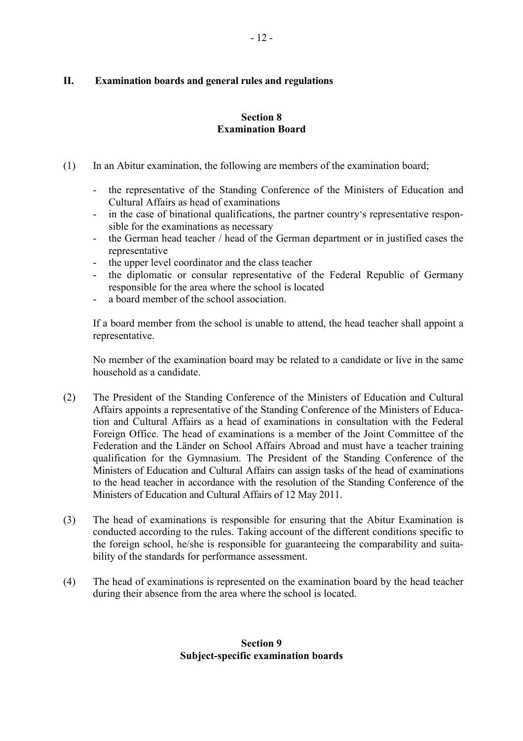## II. Examination boards and general rules and regulations

### Section 8
### Examination Board

(1) In an Abitur examination, the following are members of the examination board;

- the representative of the Standing Conference of the Ministers of Education and Cultural Affairs as head of examinations
- in the case of binational qualifications, the partner country's representative responsible for the examinations as necessary
- the German head teacher / head of the German department or in justified cases the representative
- the upper level coordinator and the class teacher
- the diplomatic or consular representative of the Federal Republic of Germany responsible for the area where the school is located
- a board member of the school association.

If a board member from the school is unable to attend, the head teacher shall appoint a representative.

No member of the examination board may be related to a candidate or live in the same household as a candidate.

(2) The President of the Standing Conference of the Ministers of Education and Cultural Affairs appoints a representative of the Standing Conference of the Ministers of Education and Cultural Affairs as a head of examinations in consultation with the Federal Foreign Office. The head of examinations is a member of the Joint Committee of the Federation and the Länder on School Affairs Abroad and must have a teacher training qualification for the Gymnasium. The President of the Standing Conference of the Ministers of Education and Cultural Affairs can assign tasks of the head of examinations to the head teacher in accordance with the resolution of the Standing Conference of the Ministers of Education and Cultural Affairs of 12 May 2011.

(3) The head of examinations is responsible for ensuring that the Abitur Examination is conducted according to the rules. Taking account of the different conditions specific to the foreign school, he/she is responsible for guaranteeing the comparability and suitability of the standards for performance assessment.

(4) The head of examinations is represented on the examination board by the head teacher during their absence from the area where the school is located.

### Section 9
### Subject-specific examination boards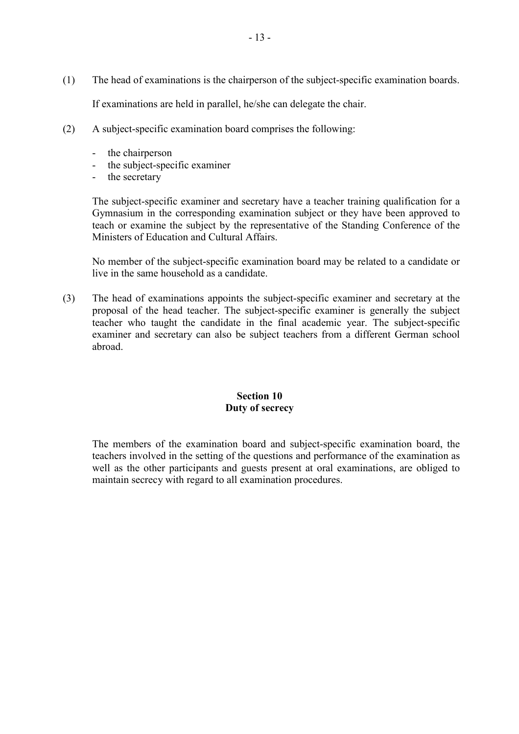(1) The head of examinations is the chairperson of the subject-specific examination boards.

If examinations are held in parallel, he/she can delegate the chair.

(2) A subject-specific examination board comprises the following:

- the chairperson
- the subject-specific examiner
- the secretary

The subject-specific examiner and secretary have a teacher training qualification for a Gymnasium in the corresponding examination subject or they have been approved to teach or examine the subject by the representative of the Standing Conference of the Ministers of Education and Cultural Affairs.

No member of the subject-specific examination board may be related to a candidate or live in the same household as a candidate.

(3) The head of examinations appoints the subject-specific examiner and secretary at the proposal of the head teacher. The subject-specific examiner is generally the subject teacher who taught the candidate in the final academic year. The subject-specific examiner and secretary can also be subject teachers from a different German school abroad.

## Section 10
## Duty of secrecy

The members of the examination board and subject-specific examination board, the teachers involved in the setting of the questions and performance of the examination as well as the other participants and guests present at oral examinations, are obliged to maintain secrecy with regard to all examination procedures.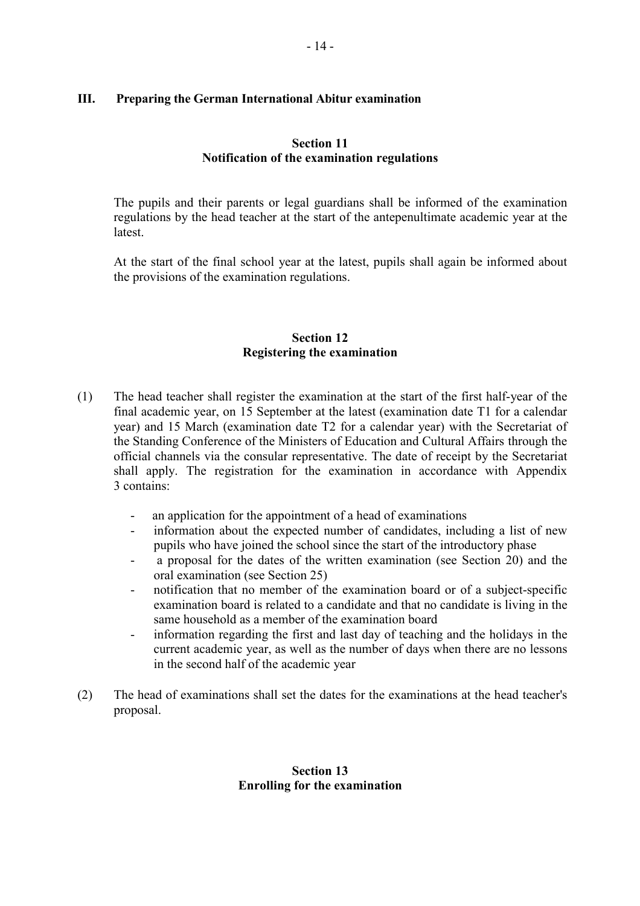## III. Preparing the German International Abitur examination

### Section 11
### Notification of the examination regulations

The pupils and their parents or legal guardians shall be informed of the examination regulations by the head teacher at the start of the antepenultimate academic year at the latest.

At the start of the final school year at the latest, pupils shall again be informed about the provisions of the examination regulations.

### Section 12
### Registering the examination

(1) The head teacher shall register the examination at the start of the first half-year of the final academic year, on 15 September at the latest (examination date T1 for a calendar year) and 15 March (examination date T2 for a calendar year) with the Secretariat of the Standing Conference of the Ministers of Education and Cultural Affairs through the official channels via the consular representative. The date of receipt by the Secretariat shall apply. The registration for the examination in accordance with Appendix 3 contains:

- an application for the appointment of a head of examinations
- information about the expected number of candidates, including a list of new pupils who have joined the school since the start of the introductory phase
- a proposal for the dates of the written examination (see Section 20) and the oral examination (see Section 25)
- notification that no member of the examination board or of a subject-specific examination board is related to a candidate and that no candidate is living in the same household as a member of the examination board
- information regarding the first and last day of teaching and the holidays in the current academic year, as well as the number of days when there are no lessons in the second half of the academic year

(2) The head of examinations shall set the dates for the examinations at the head teacher's proposal.

### Section 13
### Enrolling for the examination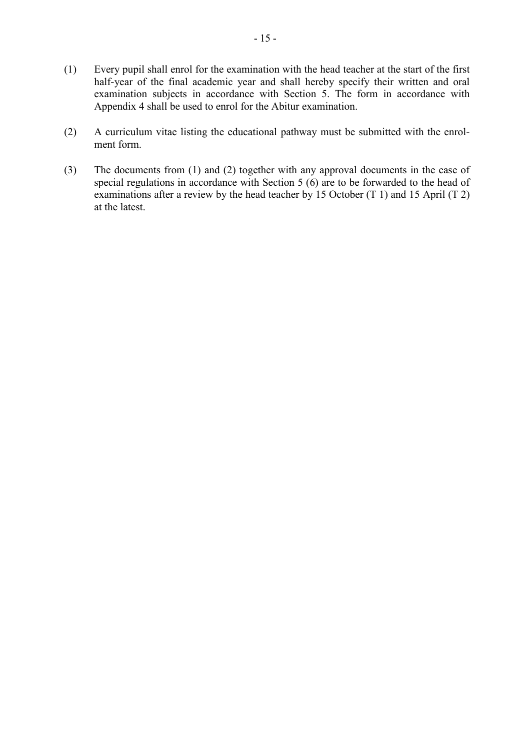(1) Every pupil shall enrol for the examination with the head teacher at the start of the first half-year of the final academic year and shall hereby specify their written and oral examination subjects in accordance with Section 5. The form in accordance with Appendix 4 shall be used to enrol for the Abitur examination.

(2) A curriculum vitae listing the educational pathway must be submitted with the enrolment form.

(3) The documents from (1) and (2) together with any approval documents in the case of special regulations in accordance with Section 5 (6) are to be forwarded to the head of examinations after a review by the head teacher by 15 October (T 1) and 15 April (T 2) at the latest.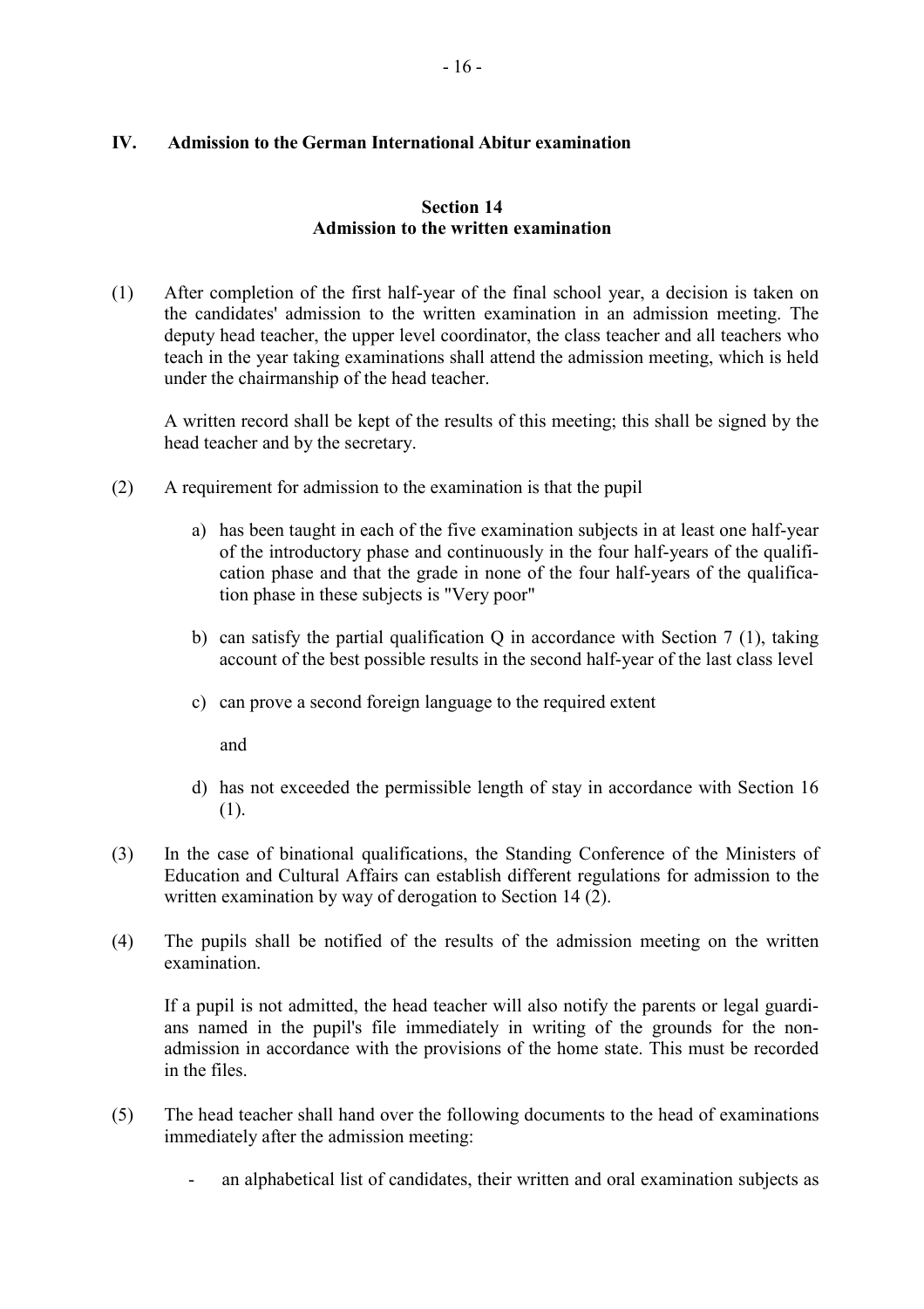## IV. Admission to the German International Abitur examination

### Section 14
### Admission to the written examination

(1) After completion of the first half-year of the final school year, a decision is taken on the candidates' admission to the written examination in an admission meeting. The deputy head teacher, the upper level coordinator, the class teacher and all teachers who teach in the year taking examinations shall attend the admission meeting, which is held under the chairmanship of the head teacher.

A written record shall be kept of the results of this meeting; this shall be signed by the head teacher and by the secretary.

(2) A requirement for admission to the examination is that the pupil

a) has been taught in each of the five examination subjects in at least one half-year of the introductory phase and continuously in the four half-years of the qualification phase and that the grade in none of the four half-years of the qualification phase in these subjects is "Very poor"

b) can satisfy the partial qualification Q in accordance with Section 7 (1), taking account of the best possible results in the second half-year of the last class level

c) can prove a second foreign language to the required extent

and

d) has not exceeded the permissible length of stay in accordance with Section 16 (1).

(3) In the case of binational qualifications, the Standing Conference of the Ministers of Education and Cultural Affairs can establish different regulations for admission to the written examination by way of derogation to Section 14 (2).

(4) The pupils shall be notified of the results of the admission meeting on the written examination.

If a pupil is not admitted, the head teacher will also notify the parents or legal guardians named in the pupil's file immediately in writing of the grounds for the non-admission in accordance with the provisions of the home state. This must be recorded in the files.

(5) The head teacher shall hand over the following documents to the head of examinations immediately after the admission meeting:

- an alphabetical list of candidates, their written and oral examination subjects as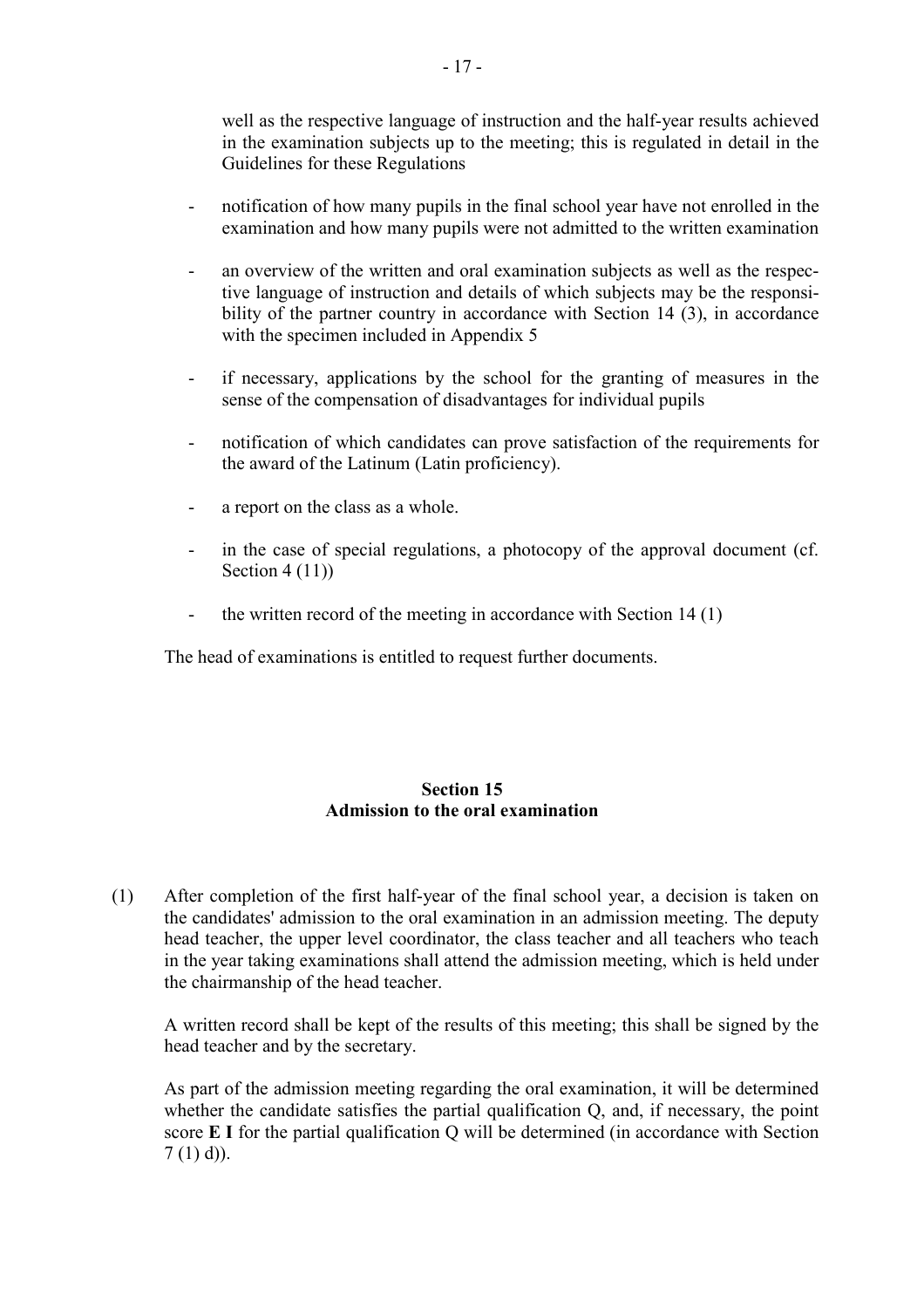well as the respective language of instruction and the half-year results achieved in the examination subjects up to the meeting; this is regulated in detail in the Guidelines for these Regulations

- notification of how many pupils in the final school year have not enrolled in the examination and how many pupils were not admitted to the written examination
- an overview of the written and oral examination subjects as well as the respective language of instruction and details of which subjects may be the responsibility of the partner country in accordance with Section 14 (3), in accordance with the specimen included in Appendix 5
- if necessary, applications by the school for the granting of measures in the sense of the compensation of disadvantages for individual pupils
- notification of which candidates can prove satisfaction of the requirements for the award of the Latinum (Latin proficiency).
- a report on the class as a whole.
- in the case of special regulations, a photocopy of the approval document (cf. Section 4 (11))
- the written record of the meeting in accordance with Section 14 (1)

The head of examinations is entitled to request further documents.

## Section 15
## Admission to the oral examination

(1) After completion of the first half-year of the final school year, a decision is taken on the candidates' admission to the oral examination in an admission meeting. The deputy head teacher, the upper level coordinator, the class teacher and all teachers who teach in the year taking examinations shall attend the admission meeting, which is held under the chairmanship of the head teacher.

A written record shall be kept of the results of this meeting; this shall be signed by the head teacher and by the secretary.

As part of the admission meeting regarding the oral examination, it will be determined whether the candidate satisfies the partial qualification Q, and, if necessary, the point score **E I** for the partial qualification Q will be determined (in accordance with Section 7 (1) d)).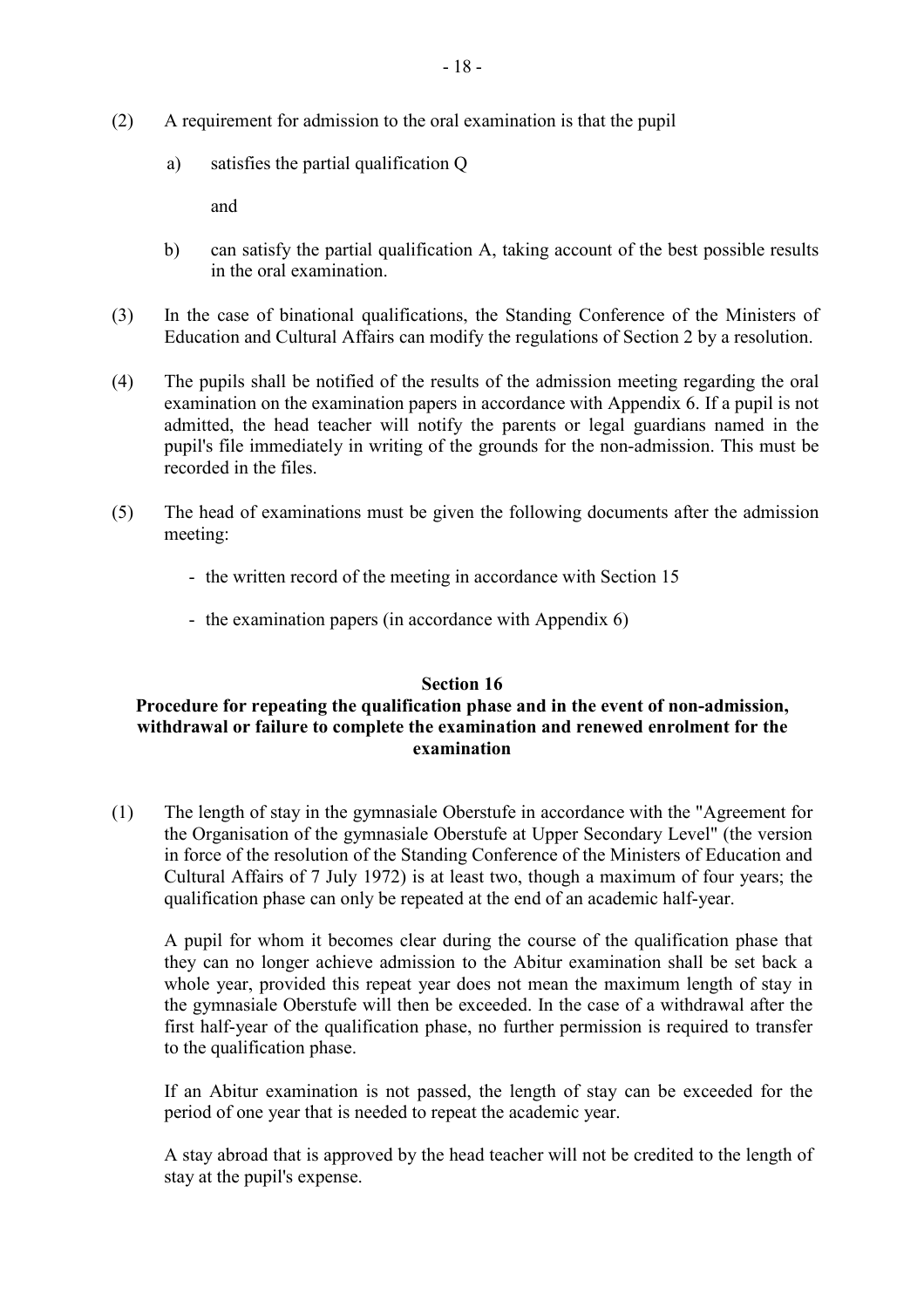(2) A requirement for admission to the oral examination is that the pupil

a) satisfies the partial qualification Q

and

b) can satisfy the partial qualification A, taking account of the best possible results in the oral examination.

(3) In the case of binational qualifications, the Standing Conference of the Ministers of Education and Cultural Affairs can modify the regulations of Section 2 by a resolution.

(4) The pupils shall be notified of the results of the admission meeting regarding the oral examination on the examination papers in accordance with Appendix 6. If a pupil is not admitted, the head teacher will notify the parents or legal guardians named in the pupil's file immediately in writing of the grounds for the non-admission. This must be recorded in the files.

(5) The head of examinations must be given the following documents after the admission meeting:

- the written record of the meeting in accordance with Section 15
- the examination papers (in accordance with Appendix 6)

## Section 16
## Procedure for repeating the qualification phase and in the event of non-admission, withdrawal or failure to complete the examination and renewed enrolment for the examination

(1) The length of stay in the gymnasiale Oberstufe in accordance with the "Agreement for the Organisation of the gymnasiale Oberstufe at Upper Secondary Level" (the version in force of the resolution of the Standing Conference of the Ministers of Education and Cultural Affairs of 7 July 1972) is at least two, though a maximum of four years; the qualification phase can only be repeated at the end of an academic half-year.

A pupil for whom it becomes clear during the course of the qualification phase that they can no longer achieve admission to the Abitur examination shall be set back a whole year, provided this repeat year does not mean the maximum length of stay in the gymnasiale Oberstufe will then be exceeded. In the case of a withdrawal after the first half-year of the qualification phase, no further permission is required to transfer to the qualification phase.

If an Abitur examination is not passed, the length of stay can be exceeded for the period of one year that is needed to repeat the academic year.

A stay abroad that is approved by the head teacher will not be credited to the length of stay at the pupil's expense.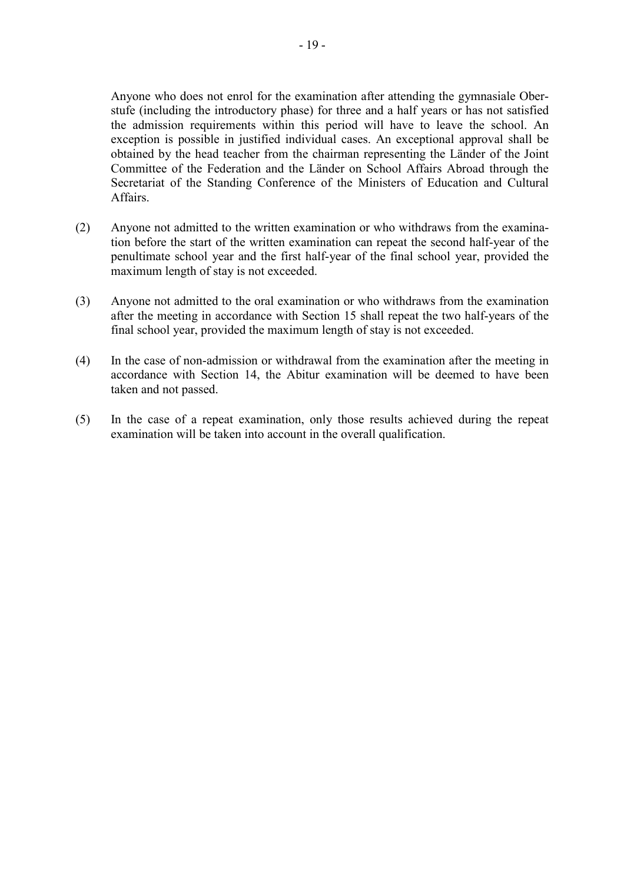Anyone who does not enrol for the examination after attending the gymnasiale Oberstufe (including the introductory phase) for three and a half years or has not satisfied the admission requirements within this period will have to leave the school. An exception is possible in justified individual cases. An exceptional approval shall be obtained by the head teacher from the chairman representing the Länder of the Joint Committee of the Federation and the Länder on School Affairs Abroad through the Secretariat of the Standing Conference of the Ministers of Education and Cultural Affairs.

(2) Anyone not admitted to the written examination or who withdraws from the examination before the start of the written examination can repeat the second half-year of the penultimate school year and the first half-year of the final school year, provided the maximum length of stay is not exceeded.

(3) Anyone not admitted to the oral examination or who withdraws from the examination after the meeting in accordance with Section 15 shall repeat the two half-years of the final school year, provided the maximum length of stay is not exceeded.

(4) In the case of non-admission or withdrawal from the examination after the meeting in accordance with Section 14, the Abitur examination will be deemed to have been taken and not passed.

(5) In the case of a repeat examination, only those results achieved during the repeat examination will be taken into account in the overall qualification.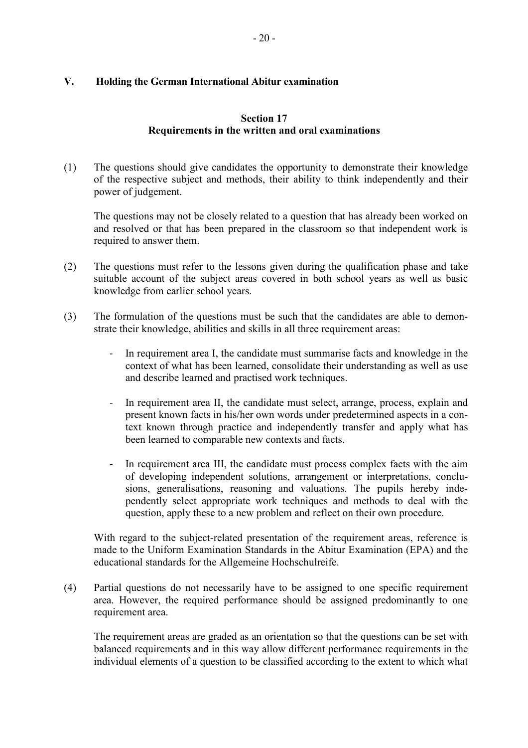## V. Holding the German International Abitur examination

### Section 17
### Requirements in the written and oral examinations

(1) The questions should give candidates the opportunity to demonstrate their knowledge of the respective subject and methods, their ability to think independently and their power of judgement.

The questions may not be closely related to a question that has already been worked on and resolved or that has been prepared in the classroom so that independent work is required to answer them.

(2) The questions must refer to the lessons given during the qualification phase and take suitable account of the subject areas covered in both school years as well as basic knowledge from earlier school years.

(3) The formulation of the questions must be such that the candidates are able to demonstrate their knowledge, abilities and skills in all three requirement areas:

- In requirement area I, the candidate must summarise facts and knowledge in the context of what has been learned, consolidate their understanding as well as use and describe learned and practised work techniques.
- In requirement area II, the candidate must select, arrange, process, explain and present known facts in his/her own words under predetermined aspects in a context known through practice and independently transfer and apply what has been learned to comparable new contexts and facts.
- In requirement area III, the candidate must process complex facts with the aim of developing independent solutions, arrangement or interpretations, conclusions, generalisations, reasoning and valuations. The pupils hereby independently select appropriate work techniques and methods to deal with the question, apply these to a new problem and reflect on their own procedure.

With regard to the subject-related presentation of the requirement areas, reference is made to the Uniform Examination Standards in the Abitur Examination (EPA) and the educational standards for the Allgemeine Hochschulreife.

(4) Partial questions do not necessarily have to be assigned to one specific requirement area. However, the required performance should be assigned predominantly to one requirement area.

The requirement areas are graded as an orientation so that the questions can be set with balanced requirements and in this way allow different performance requirements in the individual elements of a question to be classified according to the extent to which what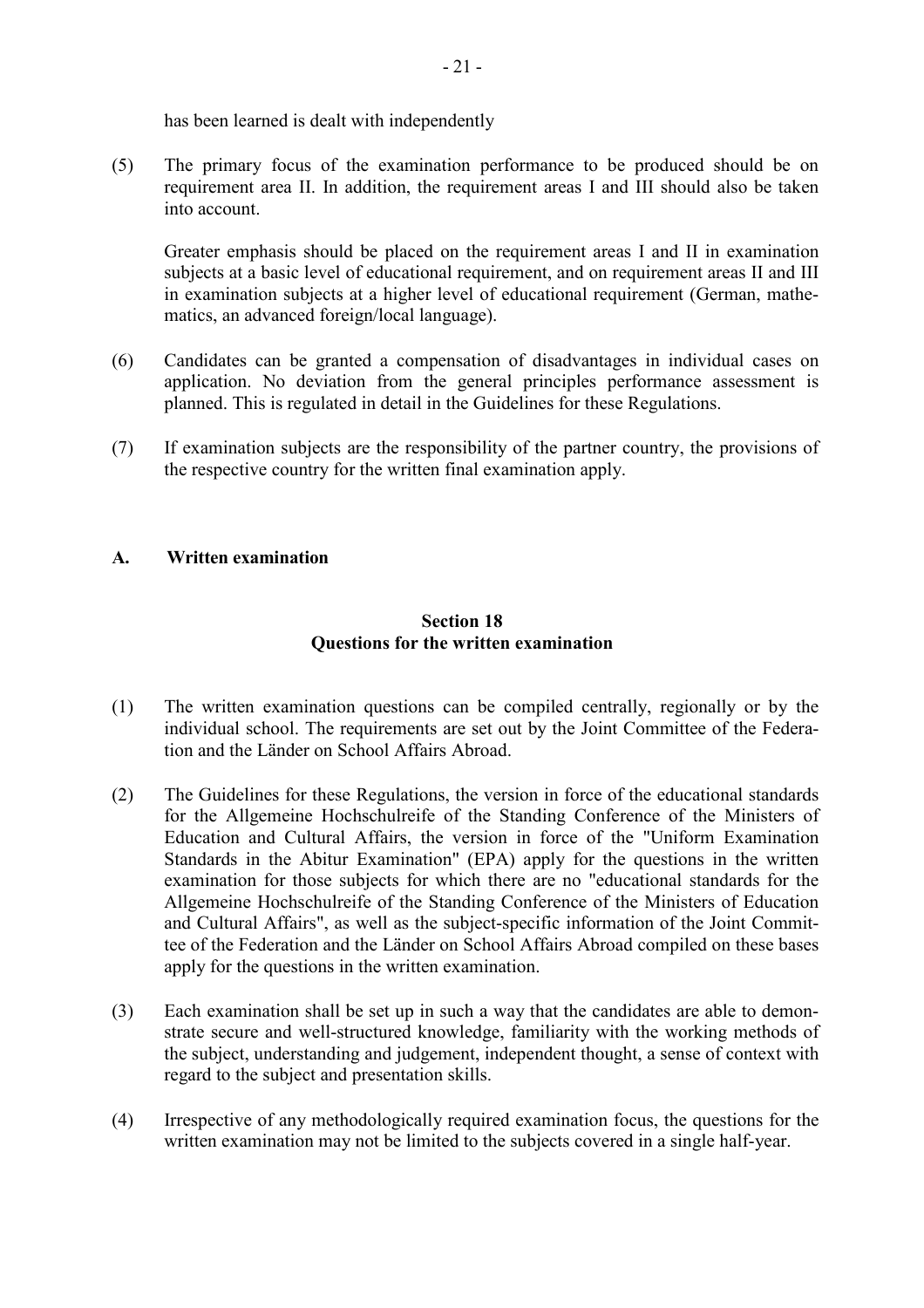has been learned is dealt with independently

(5) The primary focus of the examination performance to be produced should be on requirement area II. In addition, the requirement areas I and III should also be taken into account.

Greater emphasis should be placed on the requirement areas I and II in examination subjects at a basic level of educational requirement, and on requirement areas II and III in examination subjects at a higher level of educational requirement (German, mathematics, an advanced foreign/local language).

(6) Candidates can be granted a compensation of disadvantages in individual cases on application. No deviation from the general principles performance assessment is planned. This is regulated in detail in the Guidelines for these Regulations.

(7) If examination subjects are the responsibility of the partner country, the provisions of the respective country for the written final examination apply.

## A. Written examination

### Section 18
### Questions for the written examination

(1) The written examination questions can be compiled centrally, regionally or by the individual school. The requirements are set out by the Joint Committee of the Federation and the Länder on School Affairs Abroad.

(2) The Guidelines for these Regulations, the version in force of the educational standards for the Allgemeine Hochschulreife of the Standing Conference of the Ministers of Education and Cultural Affairs, the version in force of the "Uniform Examination Standards in the Abitur Examination" (EPA) apply for the questions in the written examination for those subjects for which there are no "educational standards for the Allgemeine Hochschulreife of the Standing Conference of the Ministers of Education and Cultural Affairs", as well as the subject-specific information of the Joint Committee of the Federation and the Länder on School Affairs Abroad compiled on these bases apply for the questions in the written examination.

(3) Each examination shall be set up in such a way that the candidates are able to demonstrate secure and well-structured knowledge, familiarity with the working methods of the subject, understanding and judgement, independent thought, a sense of context with regard to the subject and presentation skills.

(4) Irrespective of any methodologically required examination focus, the questions for the written examination may not be limited to the subjects covered in a single half-year.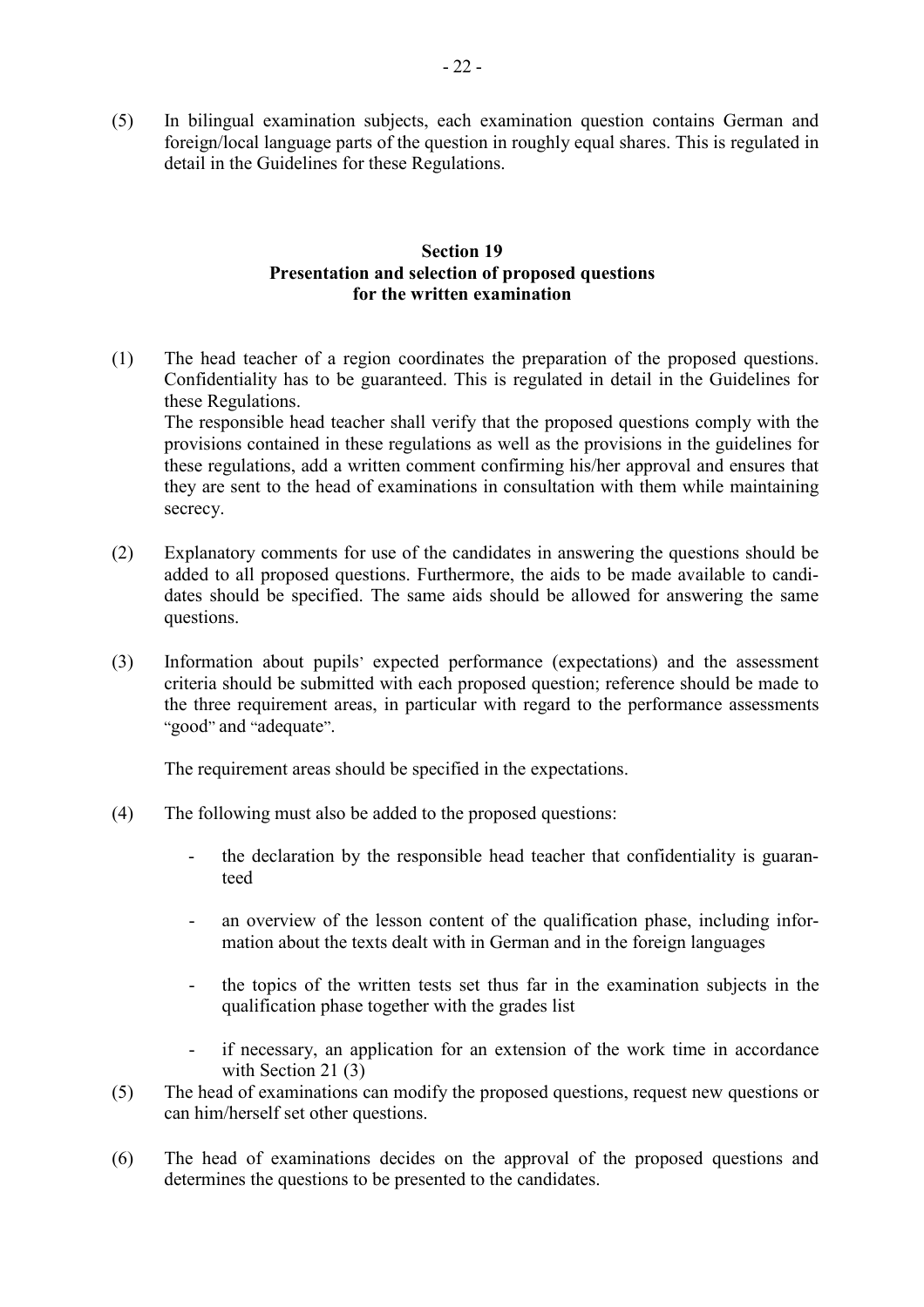(5) In bilingual examination subjects, each examination question contains German and foreign/local language parts of the question in roughly equal shares. This is regulated in detail in the Guidelines for these Regulations.

## Section 19
## Presentation and selection of proposed questions for the written examination

(1) The head teacher of a region coordinates the preparation of the proposed questions. Confidentiality has to be guaranteed. This is regulated in detail in the Guidelines for these Regulations.
The responsible head teacher shall verify that the proposed questions comply with the provisions contained in these regulations as well as the provisions in the guidelines for these regulations, add a written comment confirming his/her approval and ensures that they are sent to the head of examinations in consultation with them while maintaining secrecy.

(2) Explanatory comments for use of the candidates in answering the questions should be added to all proposed questions. Furthermore, the aids to be made available to candidates should be specified. The same aids should be allowed for answering the same questions.

(3) Information about pupils' expected performance (expectations) and the assessment criteria should be submitted with each proposed question; reference should be made to the three requirement areas, in particular with regard to the performance assessments "good" and "adequate".

The requirement areas should be specified in the expectations.

(4) The following must also be added to the proposed questions:

- the declaration by the responsible head teacher that confidentiality is guaranteed
- an overview of the lesson content of the qualification phase, including information about the texts dealt with in German and in the foreign languages
- the topics of the written tests set thus far in the examination subjects in the qualification phase together with the grades list
- if necessary, an application for an extension of the work time in accordance with Section 21 (3)

(5) The head of examinations can modify the proposed questions, request new questions or can him/herself set other questions.

(6) The head of examinations decides on the approval of the proposed questions and determines the questions to be presented to the candidates.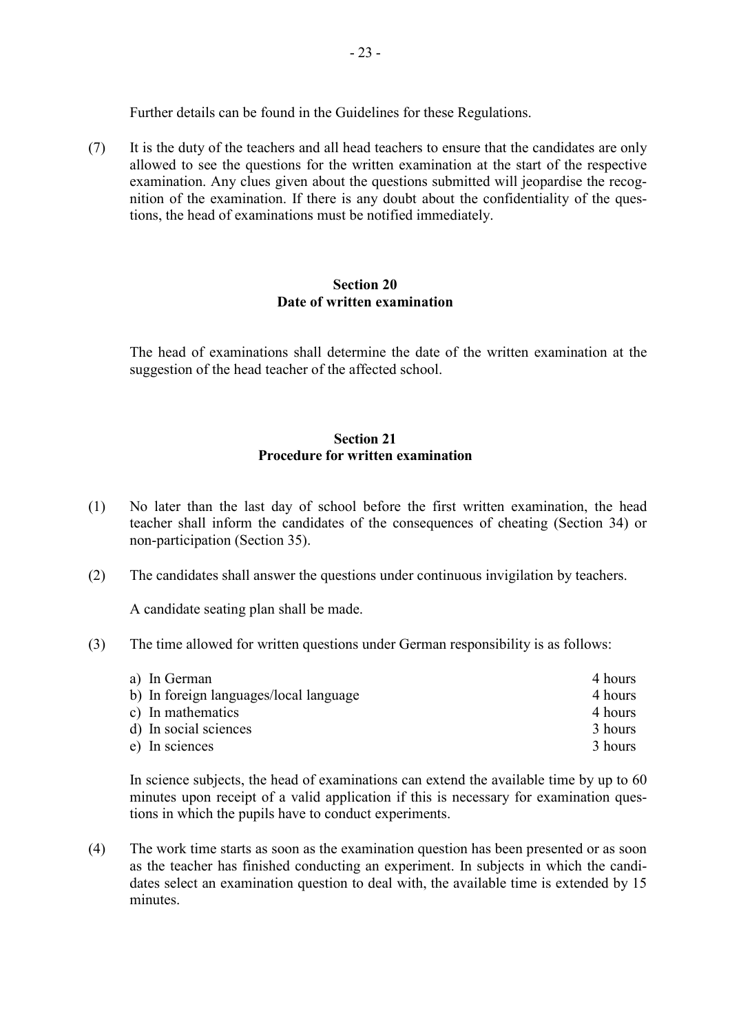Further details can be found in the Guidelines for these Regulations.

(7) It is the duty of the teachers and all head teachers to ensure that the candidates are only allowed to see the questions for the written examination at the start of the respective examination. Any clues given about the questions submitted will jeopardise the recognition of the examination. If there is any doubt about the confidentiality of the questions, the head of examinations must be notified immediately.

## Section 20
## Date of written examination

The head of examinations shall determine the date of the written examination at the suggestion of the head teacher of the affected school.

## Section 21
## Procedure for written examination

(1) No later than the last day of school before the first written examination, the head teacher shall inform the candidates of the consequences of cheating (Section 34) or non-participation (Section 35).

(2) The candidates shall answer the questions under continuous invigilation by teachers.

A candidate seating plan shall be made.

(3) The time allowed for written questions under German responsibility is as follows:

| | |
|---|---|
| a) In German | 4 hours |
| b) In foreign languages/local language | 4 hours |
| c) In mathematics | 4 hours |
| d) In social sciences | 3 hours |
| e) In sciences | 3 hours |

In science subjects, the head of examinations can extend the available time by up to 60 minutes upon receipt of a valid application if this is necessary for examination questions in which the pupils have to conduct experiments.

(4) The work time starts as soon as the examination question has been presented or as soon as the teacher has finished conducting an experiment. In subjects in which the candidates select an examination question to deal with, the available time is extended by 15 minutes.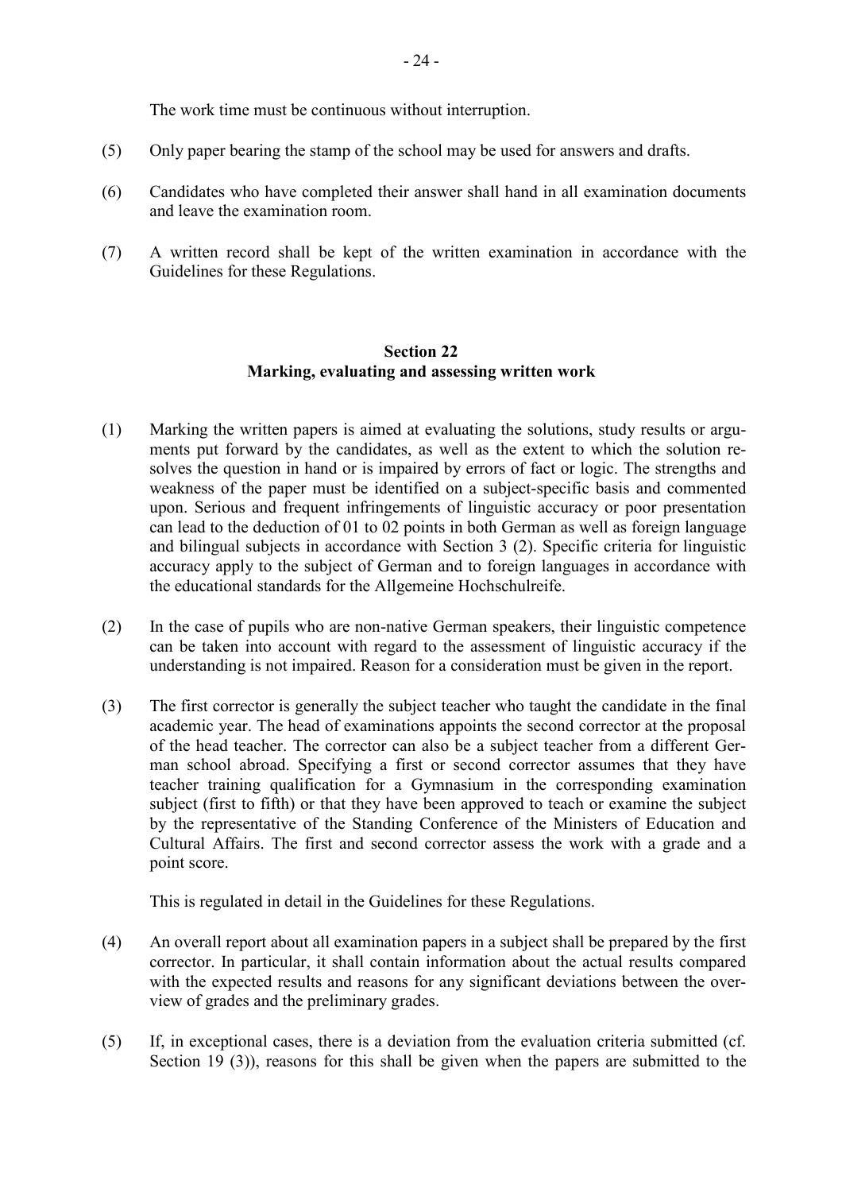The work time must be continuous without interruption.

(5) Only paper bearing the stamp of the school may be used for answers and drafts.

(6) Candidates who have completed their answer shall hand in all examination documents and leave the examination room.

(7) A written record shall be kept of the written examination in accordance with the Guidelines for these Regulations.

## Section 22
## Marking, evaluating and assessing written work

(1) Marking the written papers is aimed at evaluating the solutions, study results or arguments put forward by the candidates, as well as the extent to which the solution resolves the question in hand or is impaired by errors of fact or logic. The strengths and weakness of the paper must be identified on a subject-specific basis and commented upon. Serious and frequent infringements of linguistic accuracy or poor presentation can lead to the deduction of 01 to 02 points in both German as well as foreign language and bilingual subjects in accordance with Section 3 (2). Specific criteria for linguistic accuracy apply to the subject of German and to foreign languages in accordance with the educational standards for the Allgemeine Hochschulreife.

(2) In the case of pupils who are non-native German speakers, their linguistic competence can be taken into account with regard to the assessment of linguistic accuracy if the understanding is not impaired. Reason for a consideration must be given in the report.

(3) The first corrector is generally the subject teacher who taught the candidate in the final academic year. The head of examinations appoints the second corrector at the proposal of the head teacher. The corrector can also be a subject teacher from a different German school abroad. Specifying a first or second corrector assumes that they have teacher training qualification for a Gymnasium in the corresponding examination subject (first to fifth) or that they have been approved to teach or examine the subject by the representative of the Standing Conference of the Ministers of Education and Cultural Affairs. The first and second corrector assess the work with a grade and a point score.

This is regulated in detail in the Guidelines for these Regulations.

(4) An overall report about all examination papers in a subject shall be prepared by the first corrector. In particular, it shall contain information about the actual results compared with the expected results and reasons for any significant deviations between the overview of grades and the preliminary grades.

(5) If, in exceptional cases, there is a deviation from the evaluation criteria submitted (cf. Section 19 (3)), reasons for this shall be given when the papers are submitted to the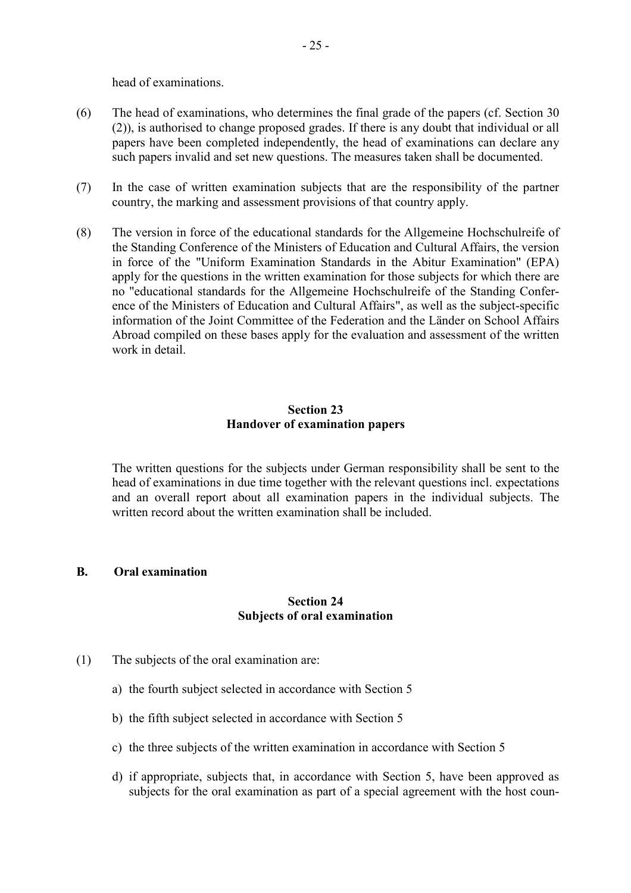head of examinations.

(6) The head of examinations, who determines the final grade of the papers (cf. Section 30 (2)), is authorised to change proposed grades. If there is any doubt that individual or all papers have been completed independently, the head of examinations can declare any such papers invalid and set new questions. The measures taken shall be documented.

(7) In the case of written examination subjects that are the responsibility of the partner country, the marking and assessment provisions of that country apply.

(8) The version in force of the educational standards for the Allgemeine Hochschulreife of the Standing Conference of the Ministers of Education and Cultural Affairs, the version in force of the "Uniform Examination Standards in the Abitur Examination" (EPA) apply for the questions in the written examination for those subjects for which there are no "educational standards for the Allgemeine Hochschulreife of the Standing Conference of the Ministers of Education and Cultural Affairs", as well as the subject-specific information of the Joint Committee of the Federation and the Länder on School Affairs Abroad compiled on these bases apply for the evaluation and assessment of the written work in detail.

### Section 23
### Handover of examination papers

The written questions for the subjects under German responsibility shall be sent to the head of examinations in due time together with the relevant questions incl. expectations and an overall report about all examination papers in the individual subjects. The written record about the written examination shall be included.

## B. Oral examination

### Section 24
### Subjects of oral examination

(1) The subjects of the oral examination are:

a) the fourth subject selected in accordance with Section 5

b) the fifth subject selected in accordance with Section 5

c) the three subjects of the written examination in accordance with Section 5

d) if appropriate, subjects that, in accordance with Section 5, have been approved as subjects for the oral examination as part of a special agreement with the host coun-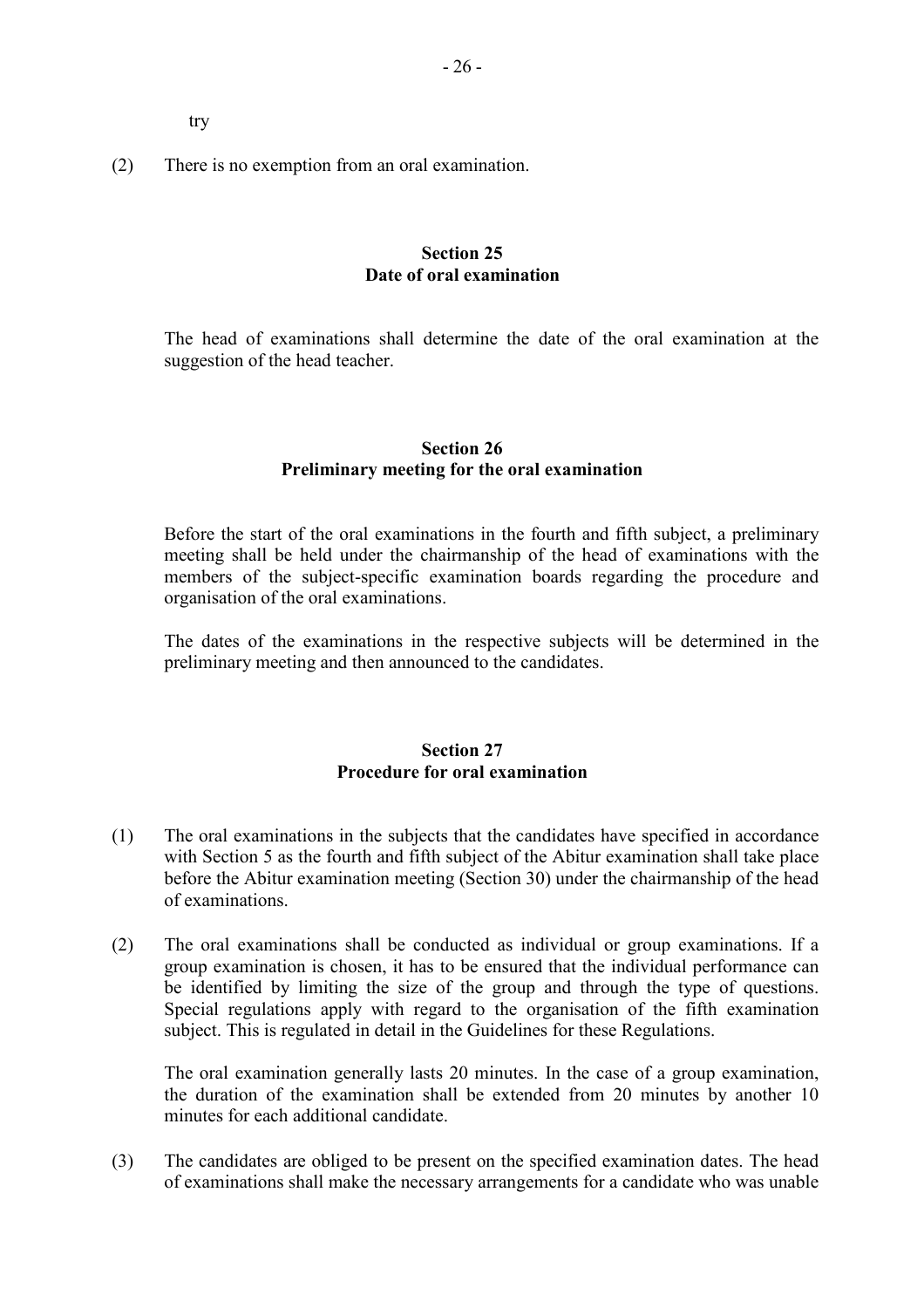try

(2) There is no exemption from an oral examination.

## Section 25
## Date of oral examination

The head of examinations shall determine the date of the oral examination at the suggestion of the head teacher.

## Section 26
## Preliminary meeting for the oral examination

Before the start of the oral examinations in the fourth and fifth subject, a preliminary meeting shall be held under the chairmanship of the head of examinations with the members of the subject-specific examination boards regarding the procedure and organisation of the oral examinations.

The dates of the examinations in the respective subjects will be determined in the preliminary meeting and then announced to the candidates.

## Section 27
## Procedure for oral examination

(1) The oral examinations in the subjects that the candidates have specified in accordance with Section 5 as the fourth and fifth subject of the Abitur examination shall take place before the Abitur examination meeting (Section 30) under the chairmanship of the head of examinations.

(2) The oral examinations shall be conducted as individual or group examinations. If a group examination is chosen, it has to be ensured that the individual performance can be identified by limiting the size of the group and through the type of questions. Special regulations apply with regard to the organisation of the fifth examination subject. This is regulated in detail in the Guidelines for these Regulations.

The oral examination generally lasts 20 minutes. In the case of a group examination, the duration of the examination shall be extended from 20 minutes by another 10 minutes for each additional candidate.

(3) The candidates are obliged to be present on the specified examination dates. The head of examinations shall make the necessary arrangements for a candidate who was unable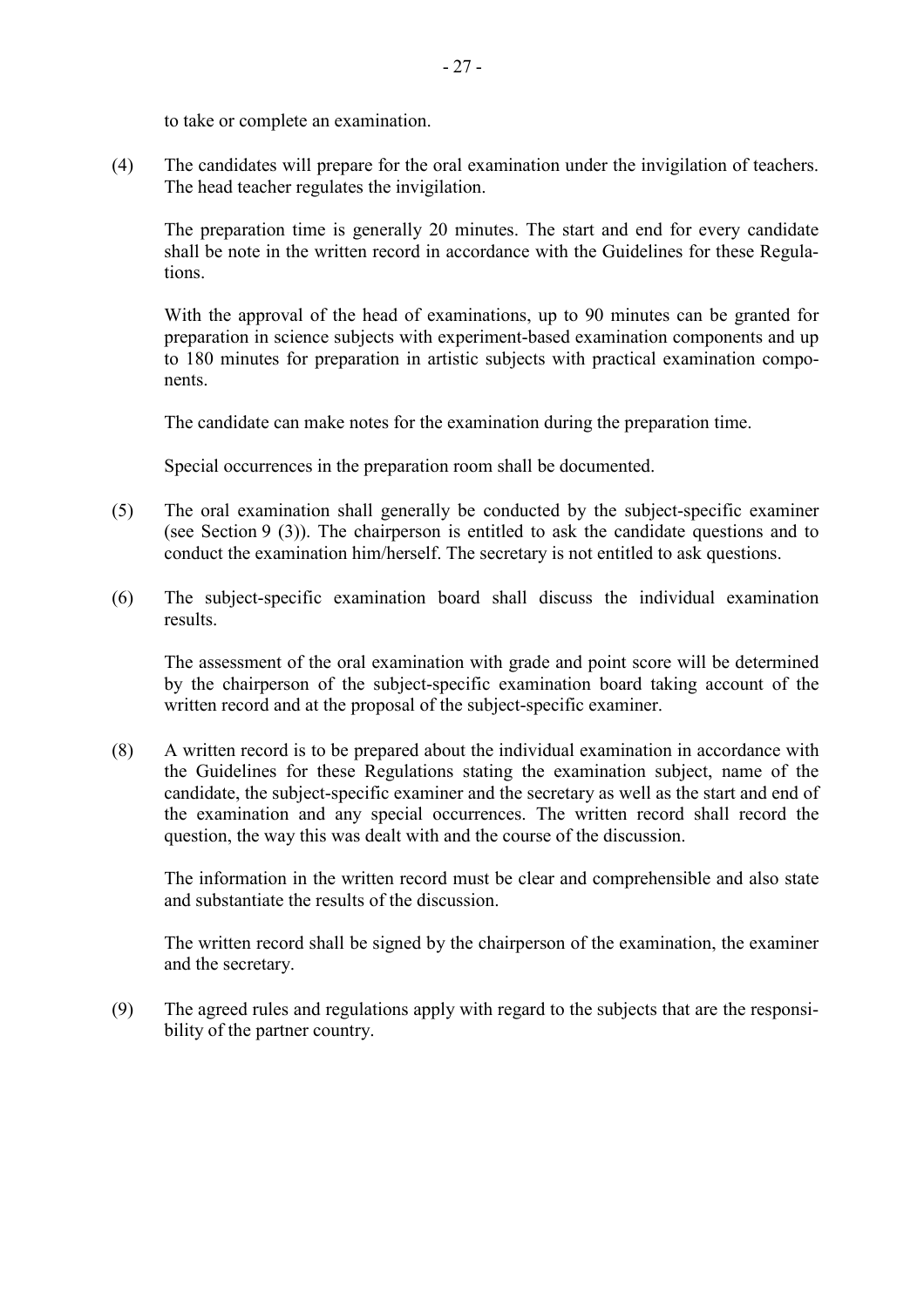to take or complete an examination.

(4) The candidates will prepare for the oral examination under the invigilation of teachers. The head teacher regulates the invigilation.

The preparation time is generally 20 minutes. The start and end for every candidate shall be note in the written record in accordance with the Guidelines for these Regulations.

With the approval of the head of examinations, up to 90 minutes can be granted for preparation in science subjects with experiment-based examination components and up to 180 minutes for preparation in artistic subjects with practical examination components.

The candidate can make notes for the examination during the preparation time.

Special occurrences in the preparation room shall be documented.

(5) The oral examination shall generally be conducted by the subject-specific examiner (see Section 9 (3)). The chairperson is entitled to ask the candidate questions and to conduct the examination him/herself. The secretary is not entitled to ask questions.

(6) The subject-specific examination board shall discuss the individual examination results.

The assessment of the oral examination with grade and point score will be determined by the chairperson of the subject-specific examination board taking account of the written record and at the proposal of the subject-specific examiner.

(8) A written record is to be prepared about the individual examination in accordance with the Guidelines for these Regulations stating the examination subject, name of the candidate, the subject-specific examiner and the secretary as well as the start and end of the examination and any special occurrences. The written record shall record the question, the way this was dealt with and the course of the discussion.

The information in the written record must be clear and comprehensible and also state and substantiate the results of the discussion.

The written record shall be signed by the chairperson of the examination, the examiner and the secretary.

(9) The agreed rules and regulations apply with regard to the subjects that are the responsibility of the partner country.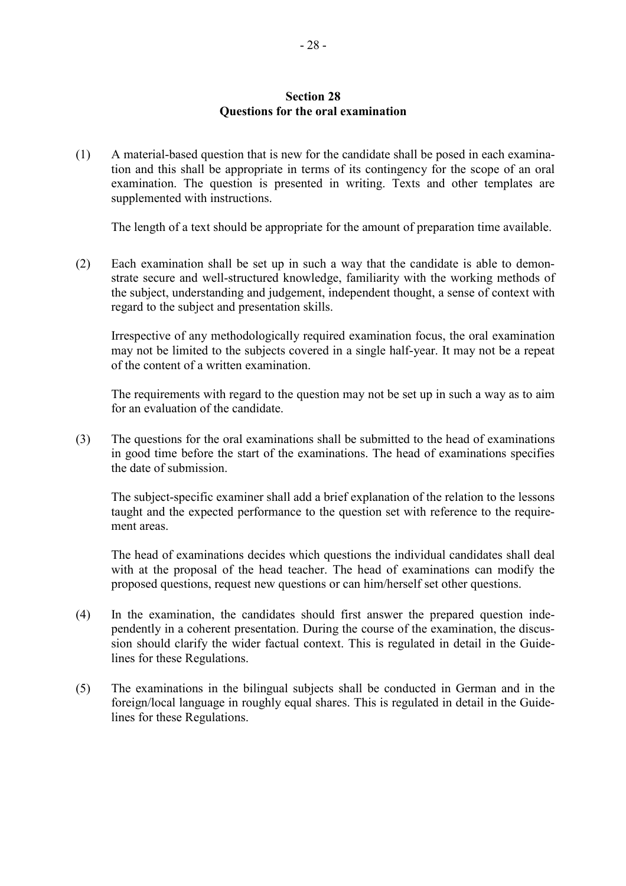## Section 28
## Questions for the oral examination

(1) A material-based question that is new for the candidate shall be posed in each examination and this shall be appropriate in terms of its contingency for the scope of an oral examination. The question is presented in writing. Texts and other templates are supplemented with instructions.

The length of a text should be appropriate for the amount of preparation time available.

(2) Each examination shall be set up in such a way that the candidate is able to demonstrate secure and well-structured knowledge, familiarity with the working methods of the subject, understanding and judgement, independent thought, a sense of context with regard to the subject and presentation skills.

Irrespective of any methodologically required examination focus, the oral examination may not be limited to the subjects covered in a single half-year. It may not be a repeat of the content of a written examination.

The requirements with regard to the question may not be set up in such a way as to aim for an evaluation of the candidate.

(3) The questions for the oral examinations shall be submitted to the head of examinations in good time before the start of the examinations. The head of examinations specifies the date of submission.

The subject-specific examiner shall add a brief explanation of the relation to the lessons taught and the expected performance to the question set with reference to the requirement areas.

The head of examinations decides which questions the individual candidates shall deal with at the proposal of the head teacher. The head of examinations can modify the proposed questions, request new questions or can him/herself set other questions.

(4) In the examination, the candidates should first answer the prepared question independently in a coherent presentation. During the course of the examination, the discussion should clarify the wider factual context. This is regulated in detail in the Guidelines for these Regulations.

(5) The examinations in the bilingual subjects shall be conducted in German and in the foreign/local language in roughly equal shares. This is regulated in detail in the Guidelines for these Regulations.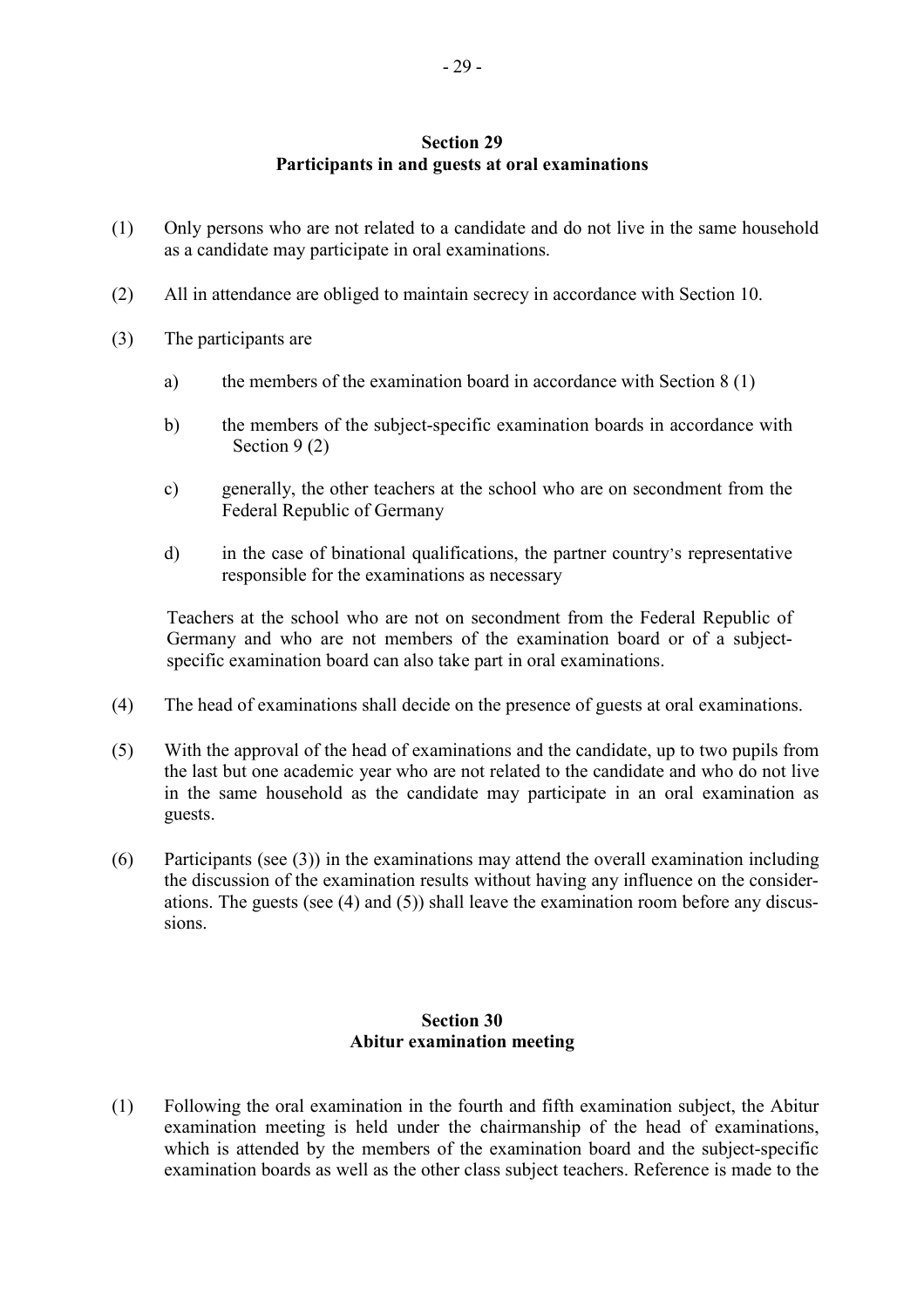## Section 29
## Participants in and guests at oral examinations

(1) Only persons who are not related to a candidate and do not live in the same household as a candidate may participate in oral examinations.

(2) All in attendance are obliged to maintain secrecy in accordance with Section 10.

(3) The participants are

a) the members of the examination board in accordance with Section 8 (1)

b) the members of the subject-specific examination boards in accordance with Section 9 (2)

c) generally, the other teachers at the school who are on secondment from the Federal Republic of Germany

d) in the case of binational qualifications, the partner country's representative responsible for the examinations as necessary

Teachers at the school who are not on secondment from the Federal Republic of Germany and who are not members of the examination board or of a subject-specific examination board can also take part in oral examinations.

(4) The head of examinations shall decide on the presence of guests at oral examinations.

(5) With the approval of the head of examinations and the candidate, up to two pupils from the last but one academic year who are not related to the candidate and who do not live in the same household as the candidate may participate in an oral examination as guests.

(6) Participants (see (3)) in the examinations may attend the overall examination including the discussion of the examination results without having any influence on the considerations. The guests (see (4) and (5)) shall leave the examination room before any discussions.

## Section 30
## Abitur examination meeting

(1) Following the oral examination in the fourth and fifth examination subject, the Abitur examination meeting is held under the chairmanship of the head of examinations, which is attended by the members of the examination board and the subject-specific examination boards as well as the other class subject teachers. Reference is made to the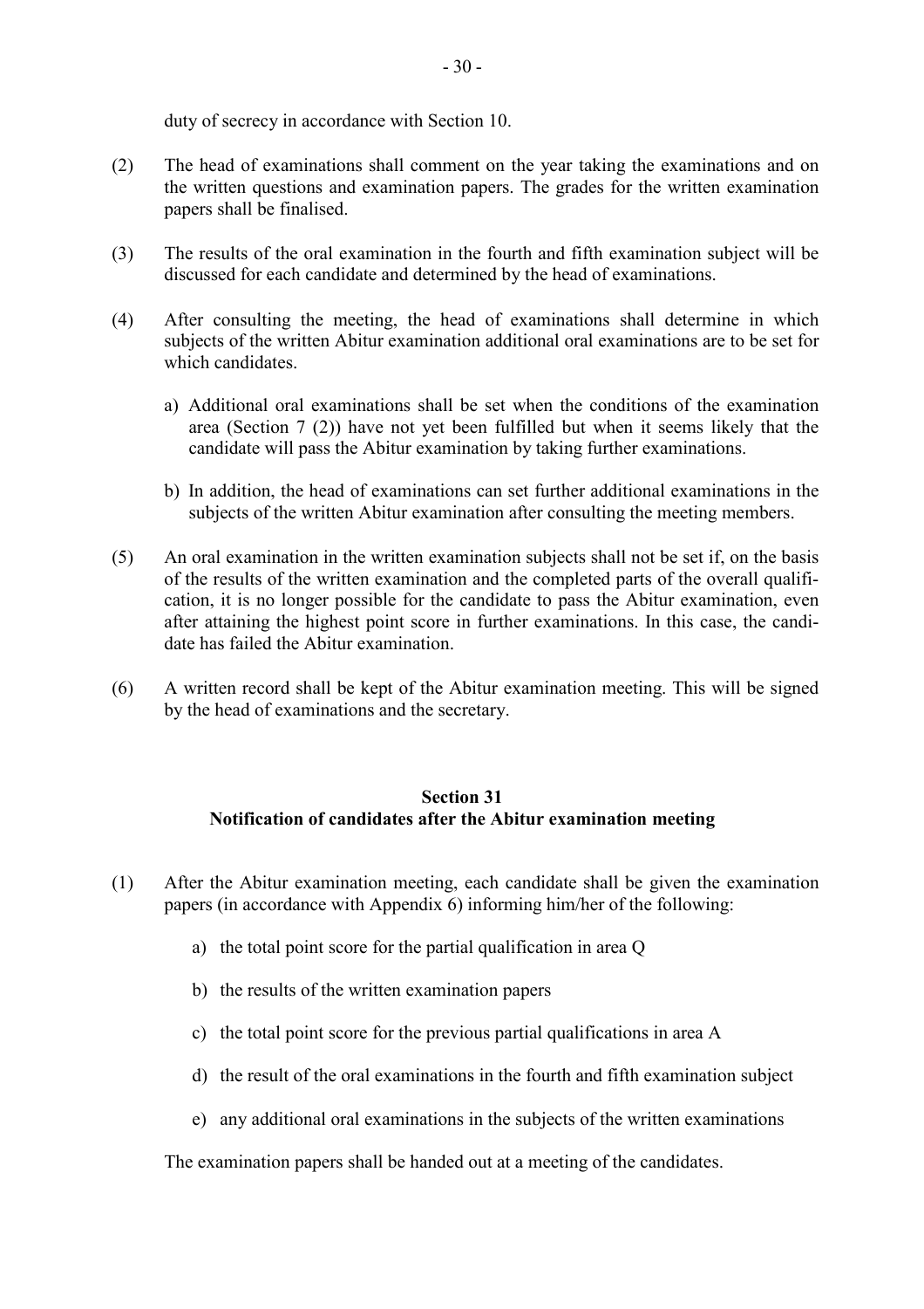duty of secrecy in accordance with Section 10.

(2) The head of examinations shall comment on the year taking the examinations and on the written questions and examination papers. The grades for the written examination papers shall be finalised.

(3) The results of the oral examination in the fourth and fifth examination subject will be discussed for each candidate and determined by the head of examinations.

(4) After consulting the meeting, the head of examinations shall determine in which subjects of the written Abitur examination additional oral examinations are to be set for which candidates.

   a) Additional oral examinations shall be set when the conditions of the examination area (Section 7 (2)) have not yet been fulfilled but when it seems likely that the candidate will pass the Abitur examination by taking further examinations.

   b) In addition, the head of examinations can set further additional examinations in the subjects of the written Abitur examination after consulting the meeting members.

(5) An oral examination in the written examination subjects shall not be set if, on the basis of the results of the written examination and the completed parts of the overall qualification, it is no longer possible for the candidate to pass the Abitur examination, even after attaining the highest point score in further examinations. In this case, the candidate has failed the Abitur examination.

(6) A written record shall be kept of the Abitur examination meeting. This will be signed by the head of examinations and the secretary.

## Section 31
## Notification of candidates after the Abitur examination meeting

(1) After the Abitur examination meeting, each candidate shall be given the examination papers (in accordance with Appendix 6) informing him/her of the following:

   a) the total point score for the partial qualification in area Q

   b) the results of the written examination papers

   c) the total point score for the previous partial qualifications in area A

   d) the result of the oral examinations in the fourth and fifth examination subject

   e) any additional oral examinations in the subjects of the written examinations

   The examination papers shall be handed out at a meeting of the candidates.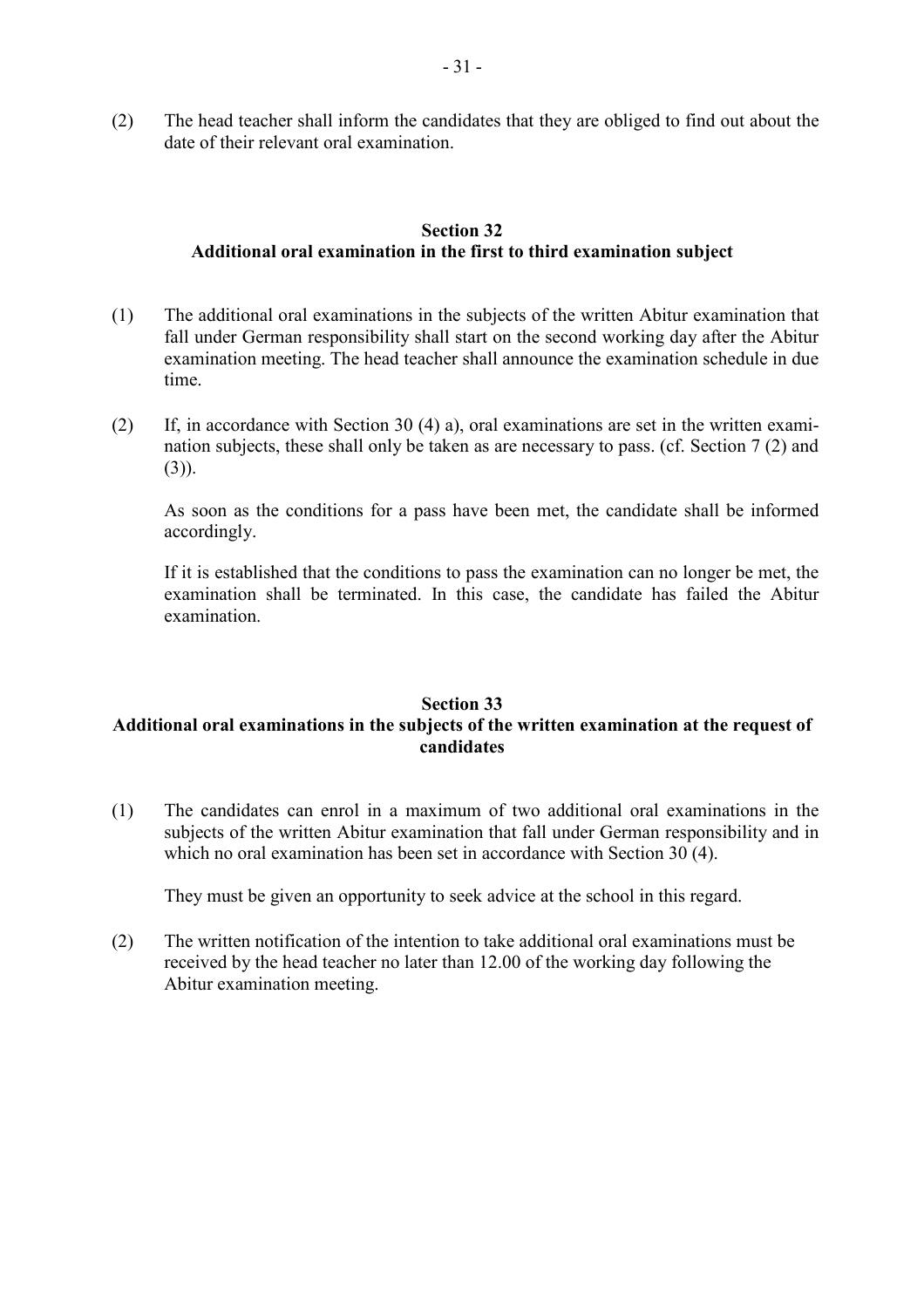(2) The head teacher shall inform the candidates that they are obliged to find out about the date of their relevant oral examination.

## Section 32
## Additional oral examination in the first to third examination subject

(1) The additional oral examinations in the subjects of the written Abitur examination that fall under German responsibility shall start on the second working day after the Abitur examination meeting. The head teacher shall announce the examination schedule in due time.

(2) If, in accordance with Section 30 (4) a), oral examinations are set in the written examination subjects, these shall only be taken as are necessary to pass. (cf. Section 7 (2) and (3)).

As soon as the conditions for a pass have been met, the candidate shall be informed accordingly.

If it is established that the conditions to pass the examination can no longer be met, the examination shall be terminated. In this case, the candidate has failed the Abitur examination.

## Section 33
## Additional oral examinations in the subjects of the written examination at the request of candidates

(1) The candidates can enrol in a maximum of two additional oral examinations in the subjects of the written Abitur examination that fall under German responsibility and in which no oral examination has been set in accordance with Section 30 (4).

They must be given an opportunity to seek advice at the school in this regard.

(2) The written notification of the intention to take additional oral examinations must be received by the head teacher no later than 12.00 of the working day following the Abitur examination meeting.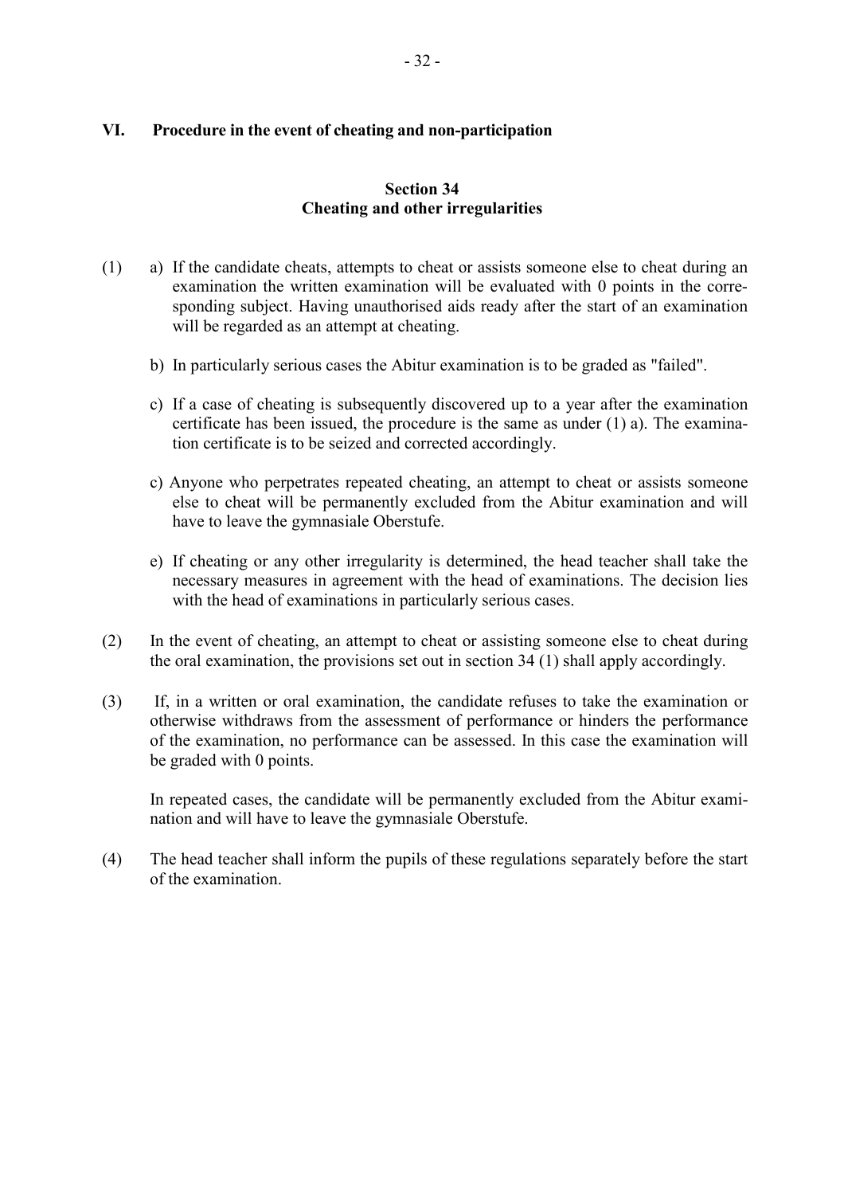## VI. Procedure in the event of cheating and non-participation

### Section 34
### Cheating and other irregularities

(1) a) If the candidate cheats, attempts to cheat or assists someone else to cheat during an examination the written examination will be evaluated with 0 points in the corresponding subject. Having unauthorised aids ready after the start of an examination will be regarded as an attempt at cheating.

b) In particularly serious cases the Abitur examination is to be graded as "failed".

c) If a case of cheating is subsequently discovered up to a year after the examination certificate has been issued, the procedure is the same as under (1) a). The examination certificate is to be seized and corrected accordingly.

c) Anyone who perpetrates repeated cheating, an attempt to cheat or assists someone else to cheat will be permanently excluded from the Abitur examination and will have to leave the gymnasiale Oberstufe.

e) If cheating or any other irregularity is determined, the head teacher shall take the necessary measures in agreement with the head of examinations. The decision lies with the head of examinations in particularly serious cases.

(2) In the event of cheating, an attempt to cheat or assisting someone else to cheat during the oral examination, the provisions set out in section 34 (1) shall apply accordingly.

(3) If, in a written or oral examination, the candidate refuses to take the examination or otherwise withdraws from the assessment of performance or hinders the performance of the examination, no performance can be assessed. In this case the examination will be graded with 0 points.

In repeated cases, the candidate will be permanently excluded from the Abitur examination and will have to leave the gymnasiale Oberstufe.

(4) The head teacher shall inform the pupils of these regulations separately before the start of the examination.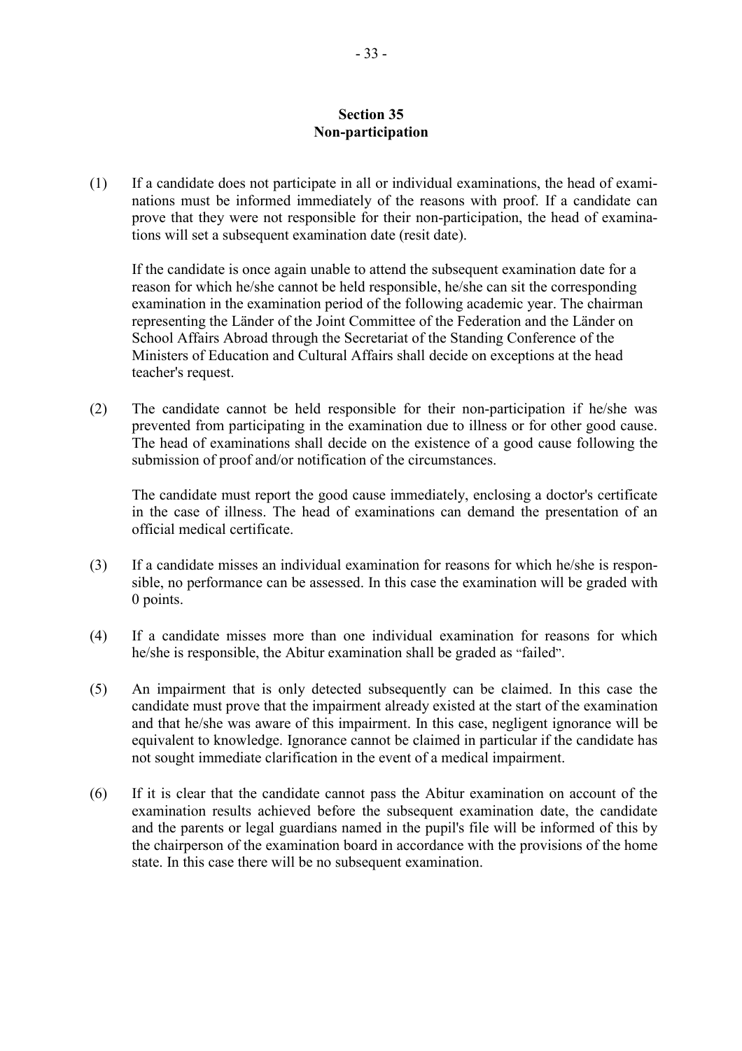## Section 35
## Non-participation

(1) If a candidate does not participate in all or individual examinations, the head of examinations must be informed immediately of the reasons with proof. If a candidate can prove that they were not responsible for their non-participation, the head of examinations will set a subsequent examination date (resit date).

If the candidate is once again unable to attend the subsequent examination date for a reason for which he/she cannot be held responsible, he/she can sit the corresponding examination in the examination period of the following academic year. The chairman representing the Länder of the Joint Committee of the Federation and the Länder on School Affairs Abroad through the Secretariat of the Standing Conference of the Ministers of Education and Cultural Affairs shall decide on exceptions at the head teacher's request.

(2) The candidate cannot be held responsible for their non-participation if he/she was prevented from participating in the examination due to illness or for other good cause. The head of examinations shall decide on the existence of a good cause following the submission of proof and/or notification of the circumstances.

The candidate must report the good cause immediately, enclosing a doctor's certificate in the case of illness. The head of examinations can demand the presentation of an official medical certificate.

(3) If a candidate misses an individual examination for reasons for which he/she is responsible, no performance can be assessed. In this case the examination will be graded with 0 points.

(4) If a candidate misses more than one individual examination for reasons for which he/she is responsible, the Abitur examination shall be graded as "failed".

(5) An impairment that is only detected subsequently can be claimed. In this case the candidate must prove that the impairment already existed at the start of the examination and that he/she was aware of this impairment. In this case, negligent ignorance will be equivalent to knowledge. Ignorance cannot be claimed in particular if the candidate has not sought immediate clarification in the event of a medical impairment.

(6) If it is clear that the candidate cannot pass the Abitur examination on account of the examination results achieved before the subsequent examination date, the candidate and the parents or legal guardians named in the pupil's file will be informed of this by the chairperson of the examination board in accordance with the provisions of the home state. In this case there will be no subsequent examination.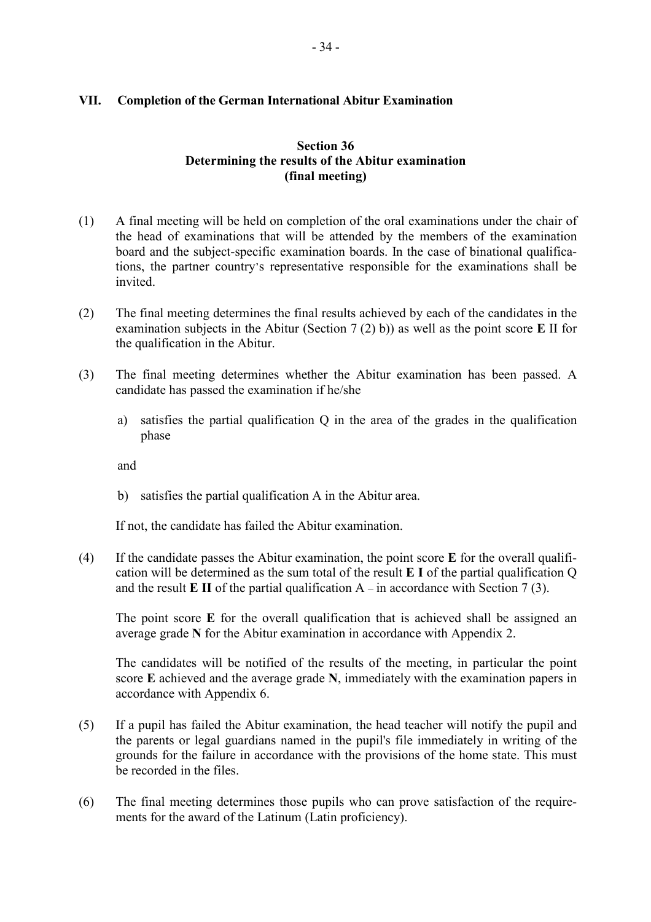## VII. Completion of the German International Abitur Examination

### Section 36
### Determining the results of the Abitur examination
### (final meeting)

(1) A final meeting will be held on completion of the oral examinations under the chair of the head of examinations that will be attended by the members of the examination board and the subject-specific examination boards. In the case of binational qualifications, the partner country's representative responsible for the examinations shall be invited.

(2) The final meeting determines the final results achieved by each of the candidates in the examination subjects in the Abitur (Section 7 (2) b)) as well as the point score **E** II for the qualification in the Abitur.

(3) The final meeting determines whether the Abitur examination has been passed. A candidate has passed the examination if he/she

a) satisfies the partial qualification Q in the area of the grades in the qualification phase

and

b) satisfies the partial qualification A in the Abitur area.

If not, the candidate has failed the Abitur examination.

(4) If the candidate passes the Abitur examination, the point score **E** for the overall qualification will be determined as the sum total of the result **E I** of the partial qualification Q and the result **E II** of the partial qualification A – in accordance with Section 7 (3).

The point score **E** for the overall qualification that is achieved shall be assigned an average grade **N** for the Abitur examination in accordance with Appendix 2.

The candidates will be notified of the results of the meeting, in particular the point score **E** achieved and the average grade **N**, immediately with the examination papers in accordance with Appendix 6.

(5) If a pupil has failed the Abitur examination, the head teacher will notify the pupil and the parents or legal guardians named in the pupil's file immediately in writing of the grounds for the failure in accordance with the provisions of the home state. This must be recorded in the files.

(6) The final meeting determines those pupils who can prove satisfaction of the requirements for the award of the Latinum (Latin proficiency).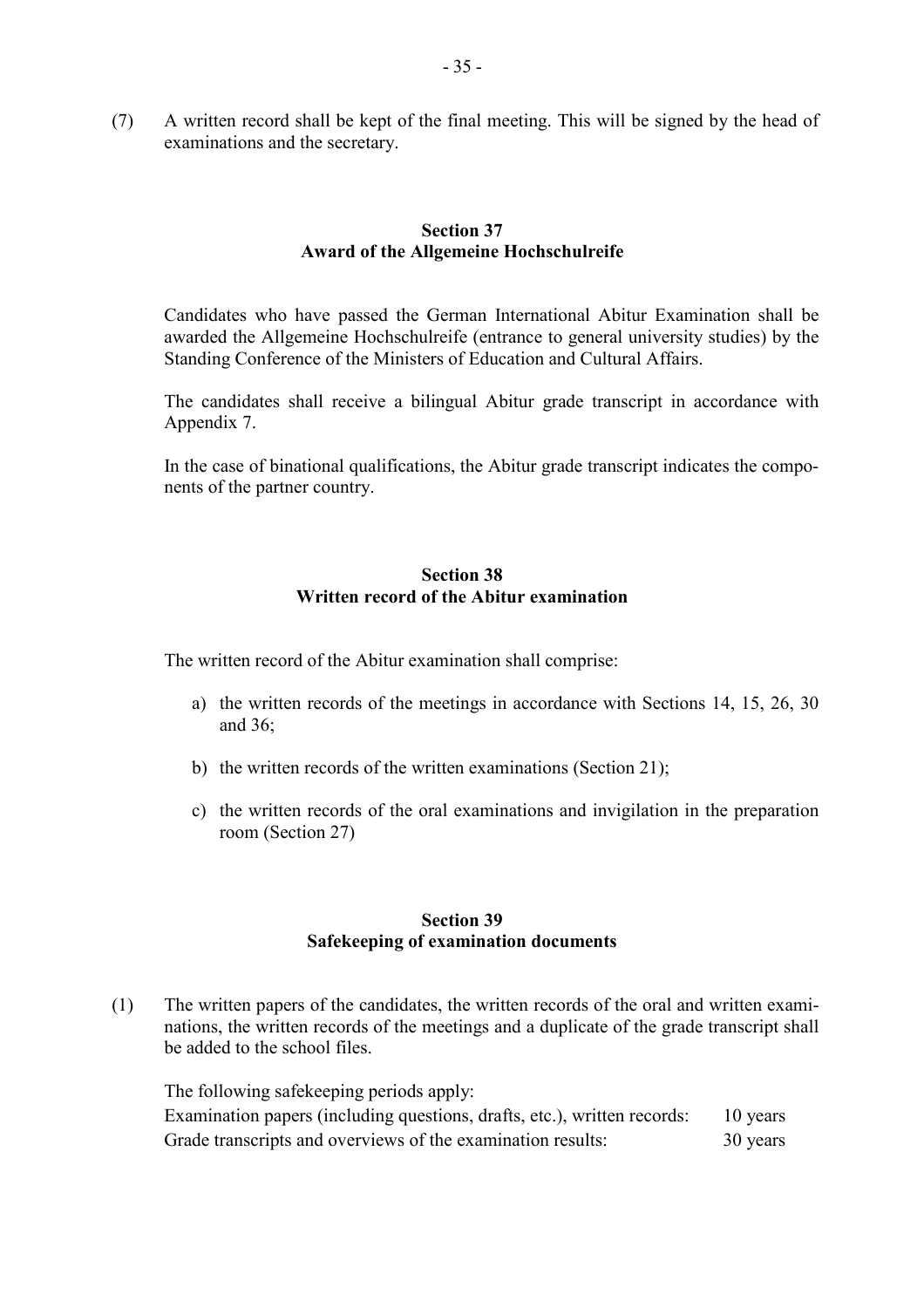(7) A written record shall be kept of the final meeting. This will be signed by the head of examinations and the secretary.

## Section 37
## Award of the Allgemeine Hochschulreife

Candidates who have passed the German International Abitur Examination shall be awarded the Allgemeine Hochschulreife (entrance to general university studies) by the Standing Conference of the Ministers of Education and Cultural Affairs.

The candidates shall receive a bilingual Abitur grade transcript in accordance with Appendix 7.

In the case of binational qualifications, the Abitur grade transcript indicates the components of the partner country.

## Section 38
## Written record of the Abitur examination

The written record of the Abitur examination shall comprise:

a) the written records of the meetings in accordance with Sections 14, 15, 26, 30 and 36;

b) the written records of the written examinations (Section 21);

c) the written records of the oral examinations and invigilation in the preparation room (Section 27)

## Section 39
## Safekeeping of examination documents

(1) The written papers of the candidates, the written records of the oral and written examinations, the written records of the meetings and a duplicate of the grade transcript shall be added to the school files.

The following safekeeping periods apply:

| | |
|---|---|
| Examination papers (including questions, drafts, etc.), written records: | 10 years |
| Grade transcripts and overviews of the examination results: | 30 years |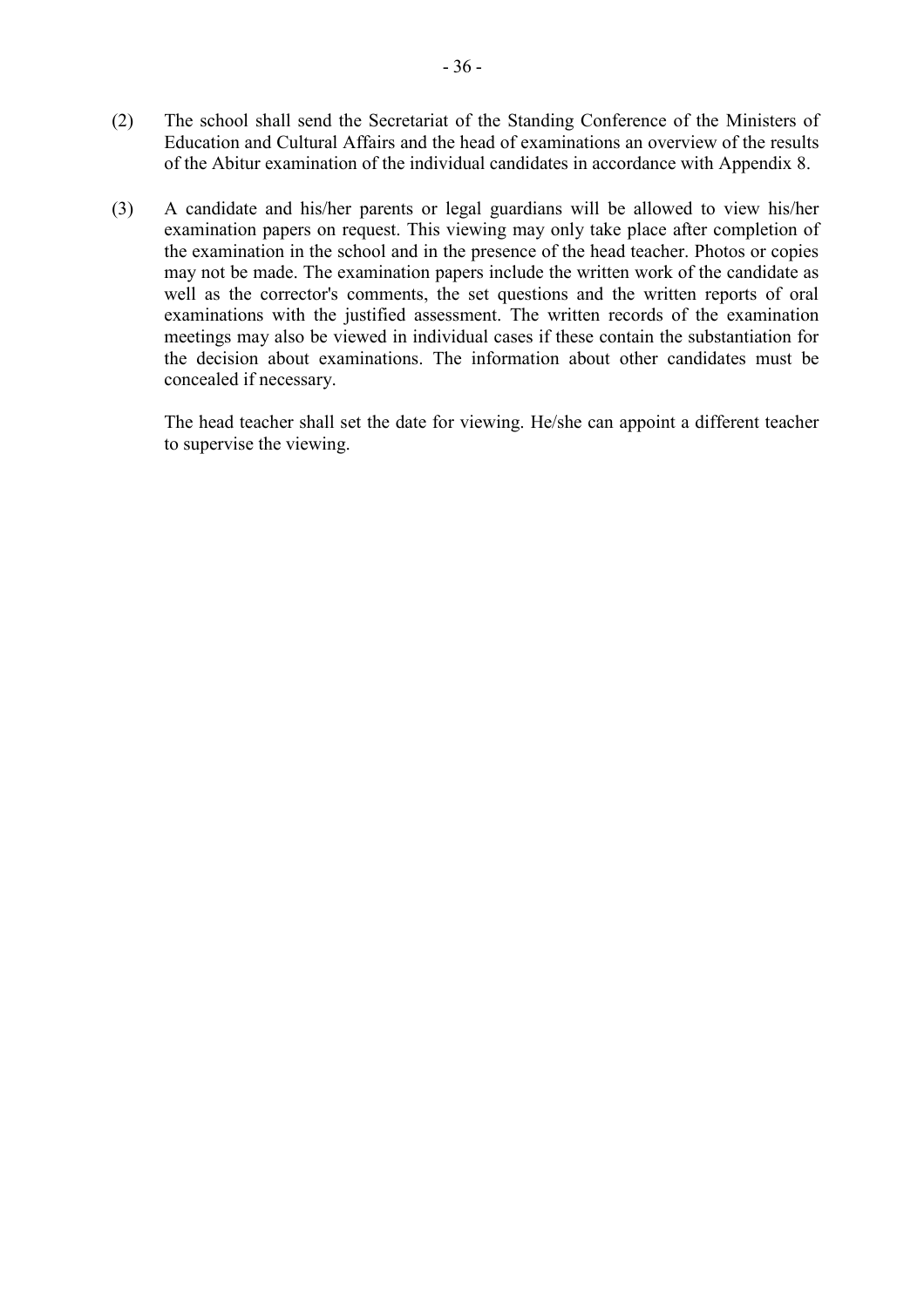(2) The school shall send the Secretariat of the Standing Conference of the Ministers of Education and Cultural Affairs and the head of examinations an overview of the results of the Abitur examination of the individual candidates in accordance with Appendix 8.

(3) A candidate and his/her parents or legal guardians will be allowed to view his/her examination papers on request. This viewing may only take place after completion of the examination in the school and in the presence of the head teacher. Photos or copies may not be made. The examination papers include the written work of the candidate as well as the corrector's comments, the set questions and the written reports of oral examinations with the justified assessment. The written records of the examination meetings may also be viewed in individual cases if these contain the substantiation for the decision about examinations. The information about other candidates must be concealed if necessary.

The head teacher shall set the date for viewing. He/she can appoint a different teacher to supervise the viewing.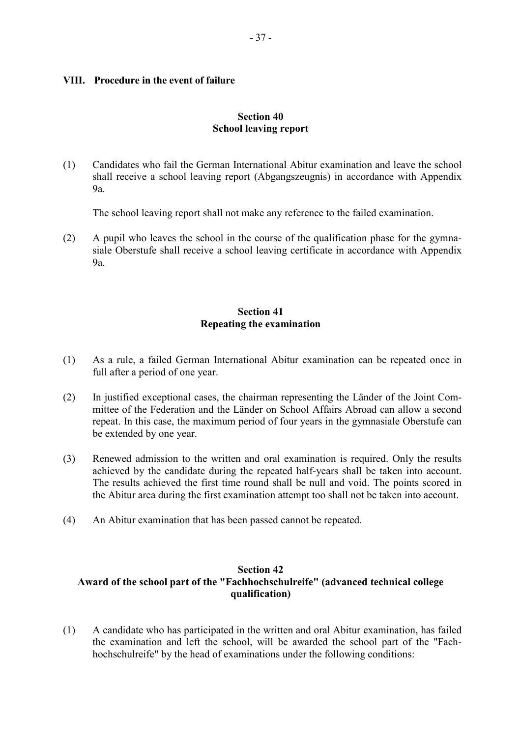## VIII. Procedure in the event of failure

### Section 40
### School leaving report

(1) Candidates who fail the German International Abitur examination and leave the school shall receive a school leaving report (Abgangszeugnis) in accordance with Appendix 9a.

The school leaving report shall not make any reference to the failed examination.

(2) A pupil who leaves the school in the course of the qualification phase for the gymnasiale Oberstufe shall receive a school leaving certificate in accordance with Appendix 9a.

### Section 41
### Repeating the examination

(1) As a rule, a failed German International Abitur examination can be repeated once in full after a period of one year.

(2) In justified exceptional cases, the chairman representing the Länder of the Joint Committee of the Federation and the Länder on School Affairs Abroad can allow a second repeat. In this case, the maximum period of four years in the gymnasiale Oberstufe can be extended by one year.

(3) Renewed admission to the written and oral examination is required. Only the results achieved by the candidate during the repeated half-years shall be taken into account. The results achieved the first time round shall be null and void. The points scored in the Abitur area during the first examination attempt too shall not be taken into account.

(4) An Abitur examination that has been passed cannot be repeated.

### Section 42
### Award of the school part of the "Fachhochschulreife" (advanced technical college qualification)

(1) A candidate who has participated in the written and oral Abitur examination, has failed the examination and left the school, will be awarded the school part of the "Fachhochschulreife" by the head of examinations under the following conditions: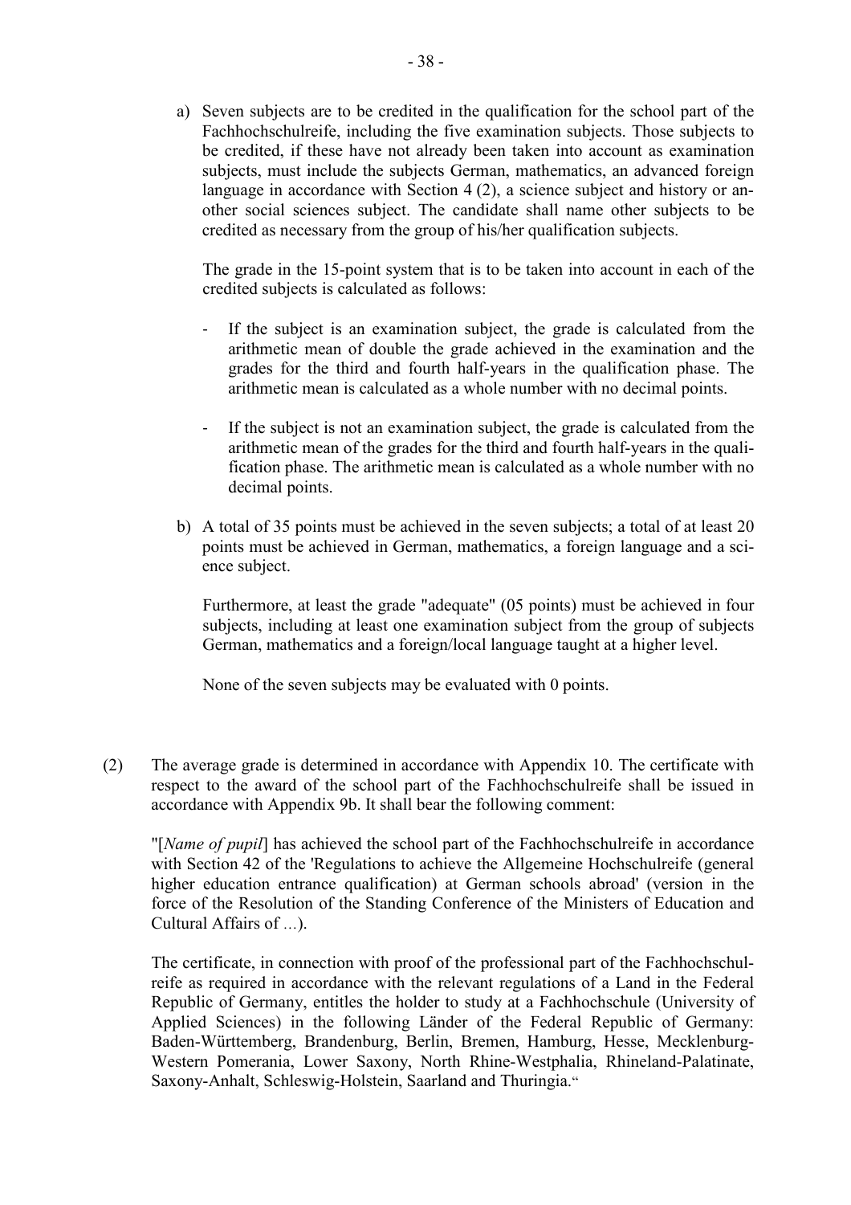a) Seven subjects are to be credited in the qualification for the school part of the Fachhochschulreife, including the five examination subjects. Those subjects to be credited, if these have not already been taken into account as examination subjects, must include the subjects German, mathematics, an advanced foreign language in accordance with Section 4 (2), a science subject and history or another social sciences subject. The candidate shall name other subjects to be credited as necessary from the group of his/her qualification subjects.

   The grade in the 15-point system that is to be taken into account in each of the credited subjects is calculated as follows:

   - If the subject is an examination subject, the grade is calculated from the arithmetic mean of double the grade achieved in the examination and the grades for the third and fourth half-years in the qualification phase. The arithmetic mean is calculated as a whole number with no decimal points.

   - If the subject is not an examination subject, the grade is calculated from the arithmetic mean of the grades for the third and fourth half-years in the qualification phase. The arithmetic mean is calculated as a whole number with no decimal points.

b) A total of 35 points must be achieved in the seven subjects; a total of at least 20 points must be achieved in German, mathematics, a foreign language and a science subject.

   Furthermore, at least the grade "adequate" (05 points) must be achieved in four subjects, including at least one examination subject from the group of subjects German, mathematics and a foreign/local language taught at a higher level.

   None of the seven subjects may be evaluated with 0 points.

(2) The average grade is determined in accordance with Appendix 10. The certificate with respect to the award of the school part of the Fachhochschulreife shall be issued in accordance with Appendix 9b. It shall bear the following comment:

"[*Name of pupil*] has achieved the school part of the Fachhochschulreife in accordance with Section 42 of the 'Regulations to achieve the Allgemeine Hochschulreife (general higher education entrance qualification) at German schools abroad' (version in the force of the Resolution of the Standing Conference of the Ministers of Education and Cultural Affairs of ...).

The certificate, in connection with proof of the professional part of the Fachhochschulreife as required in accordance with the relevant regulations of a Land in the Federal Republic of Germany, entitles the holder to study at a Fachhochschule (University of Applied Sciences) in the following Länder of the Federal Republic of Germany: Baden-Württemberg, Brandenburg, Berlin, Bremen, Hamburg, Hesse, Mecklenburg-Western Pomerania, Lower Saxony, North Rhine-Westphalia, Rhineland-Palatinate, Saxony-Anhalt, Schleswig-Holstein, Saarland and Thuringia."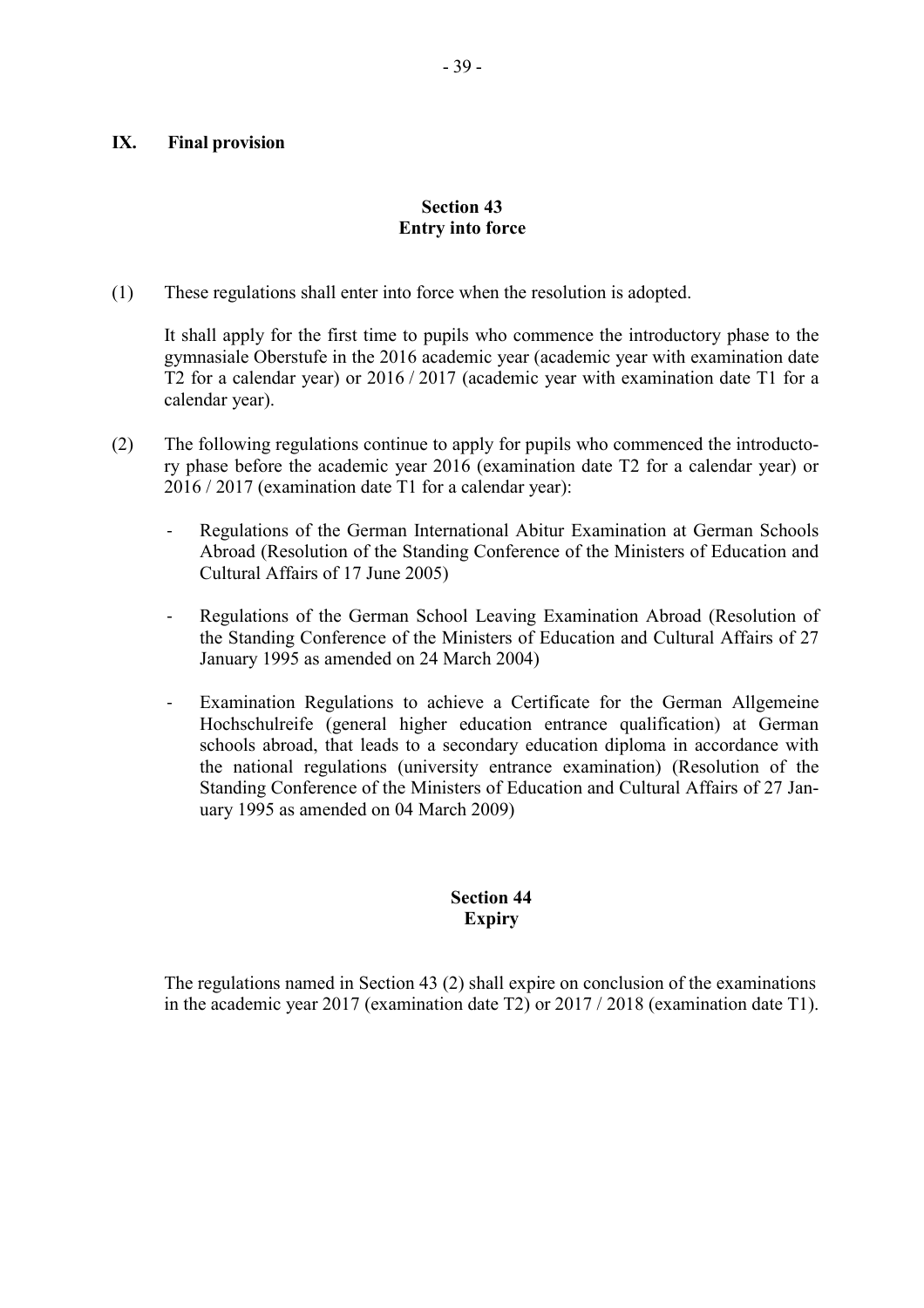## IX. Final provision

### Section 43
### Entry into force

(1) These regulations shall enter into force when the resolution is adopted.

It shall apply for the first time to pupils who commence the introductory phase to the gymnasiale Oberstufe in the 2016 academic year (academic year with examination date T2 for a calendar year) or 2016 / 2017 (academic year with examination date T1 for a calendar year).

(2) The following regulations continue to apply for pupils who commenced the introductory phase before the academic year 2016 (examination date T2 for a calendar year) or 2016 / 2017 (examination date T1 for a calendar year):

- Regulations of the German International Abitur Examination at German Schools Abroad (Resolution of the Standing Conference of the Ministers of Education and Cultural Affairs of 17 June 2005)

- Regulations of the German School Leaving Examination Abroad (Resolution of the Standing Conference of the Ministers of Education and Cultural Affairs of 27 January 1995 as amended on 24 March 2004)

- Examination Regulations to achieve a Certificate for the German Allgemeine Hochschulreife (general higher education entrance qualification) at German schools abroad, that leads to a secondary education diploma in accordance with the national regulations (university entrance examination) (Resolution of the Standing Conference of the Ministers of Education and Cultural Affairs of 27 January 1995 as amended on 04 March 2009)

### Section 44
### Expiry

The regulations named in Section 43 (2) shall expire on conclusion of the examinations in the academic year 2017 (examination date T2) or 2017 / 2018 (examination date T1).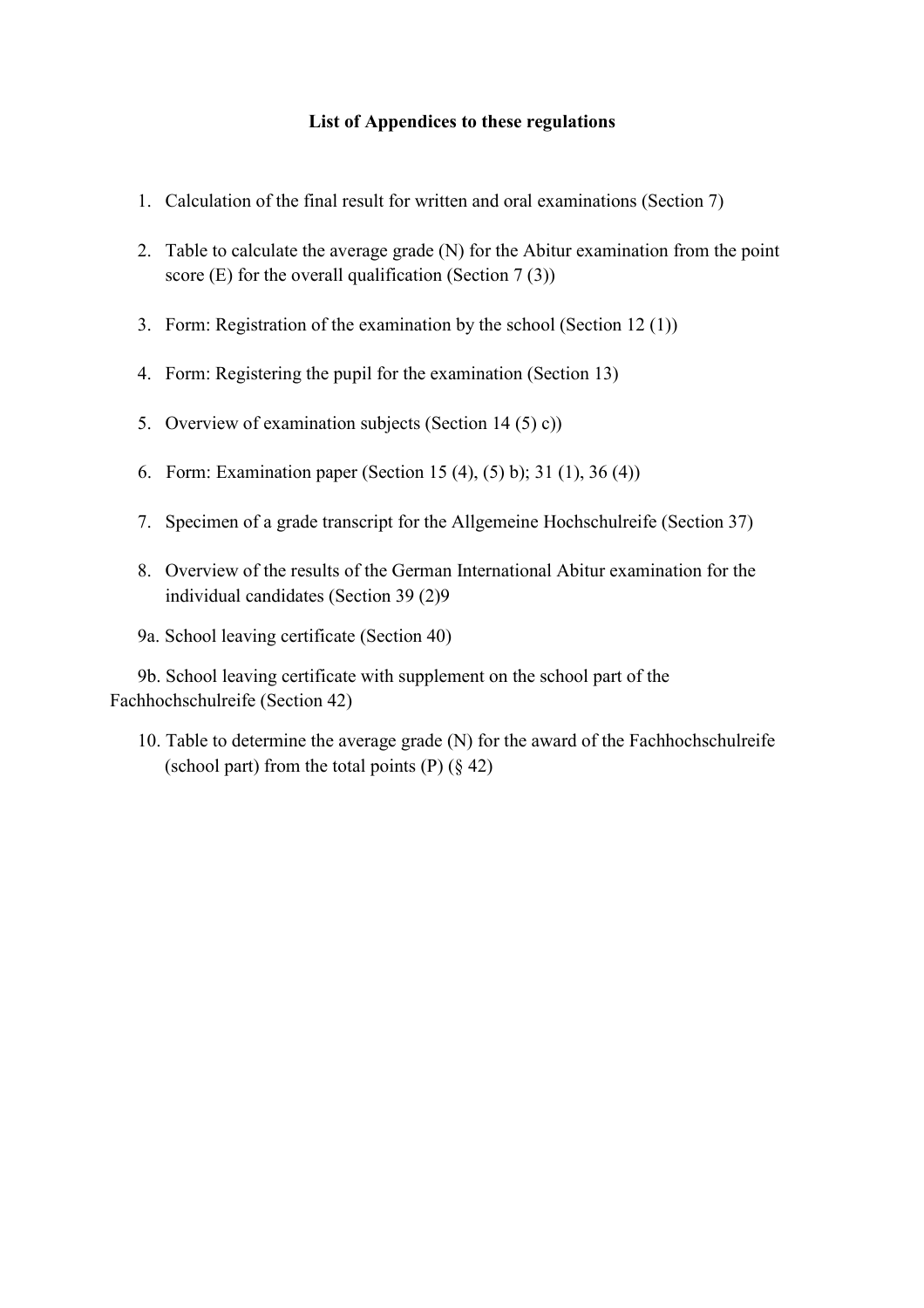**List of Appendices to these regulations**

1. Calculation of the final result for written and oral examinations (Section 7)

2. Table to calculate the average grade (N) for the Abitur examination from the point score (E) for the overall qualification (Section 7 (3))

3. Form: Registration of the examination by the school (Section 12 (1))

4. Form: Registering the pupil for the examination (Section 13)

5. Overview of examination subjects (Section 14 (5) c))

6. Form: Examination paper (Section 15 (4), (5) b); 31 (1), 36 (4))

7. Specimen of a grade transcript for the Allgemeine Hochschulreife (Section 37)

8. Overview of the results of the German International Abitur examination for the individual candidates (Section 39 (2)9

9a. School leaving certificate (Section 40)

9b. School leaving certificate with supplement on the school part of the Fachhochschulreife (Section 42)

10. Table to determine the average grade (N) for the award of the Fachhochschulreife (school part) from the total points (P) (§ 42)